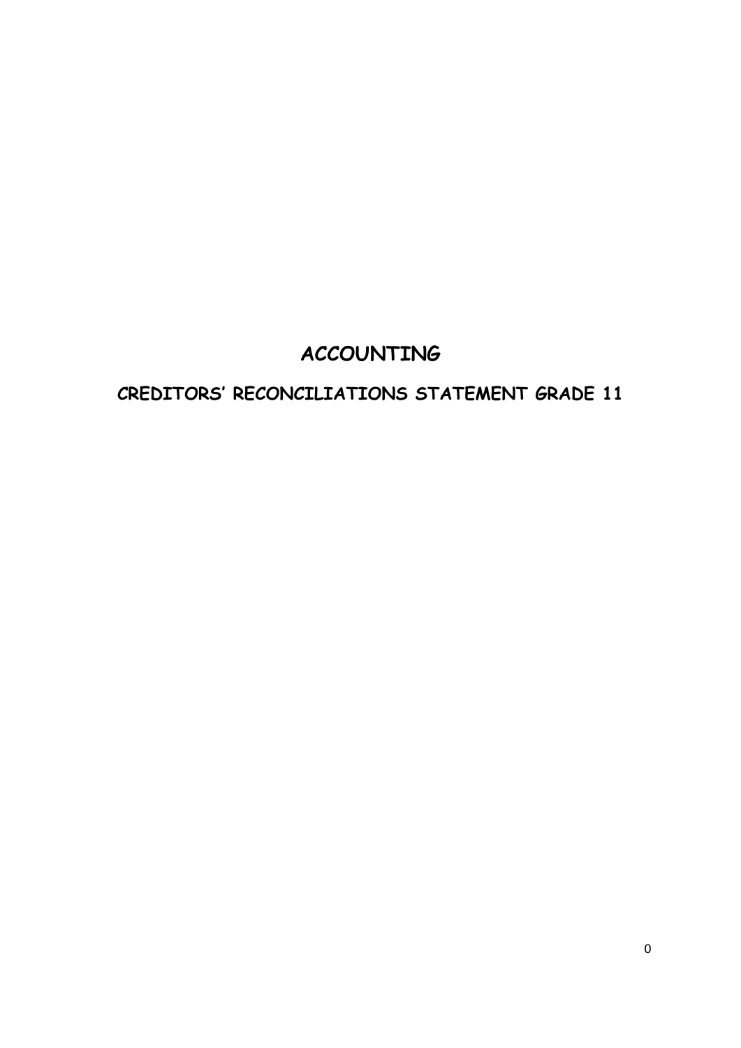# ACCOUNTING

## CREDITORS' RECONCILIATIONS STATEMENT GRADE 11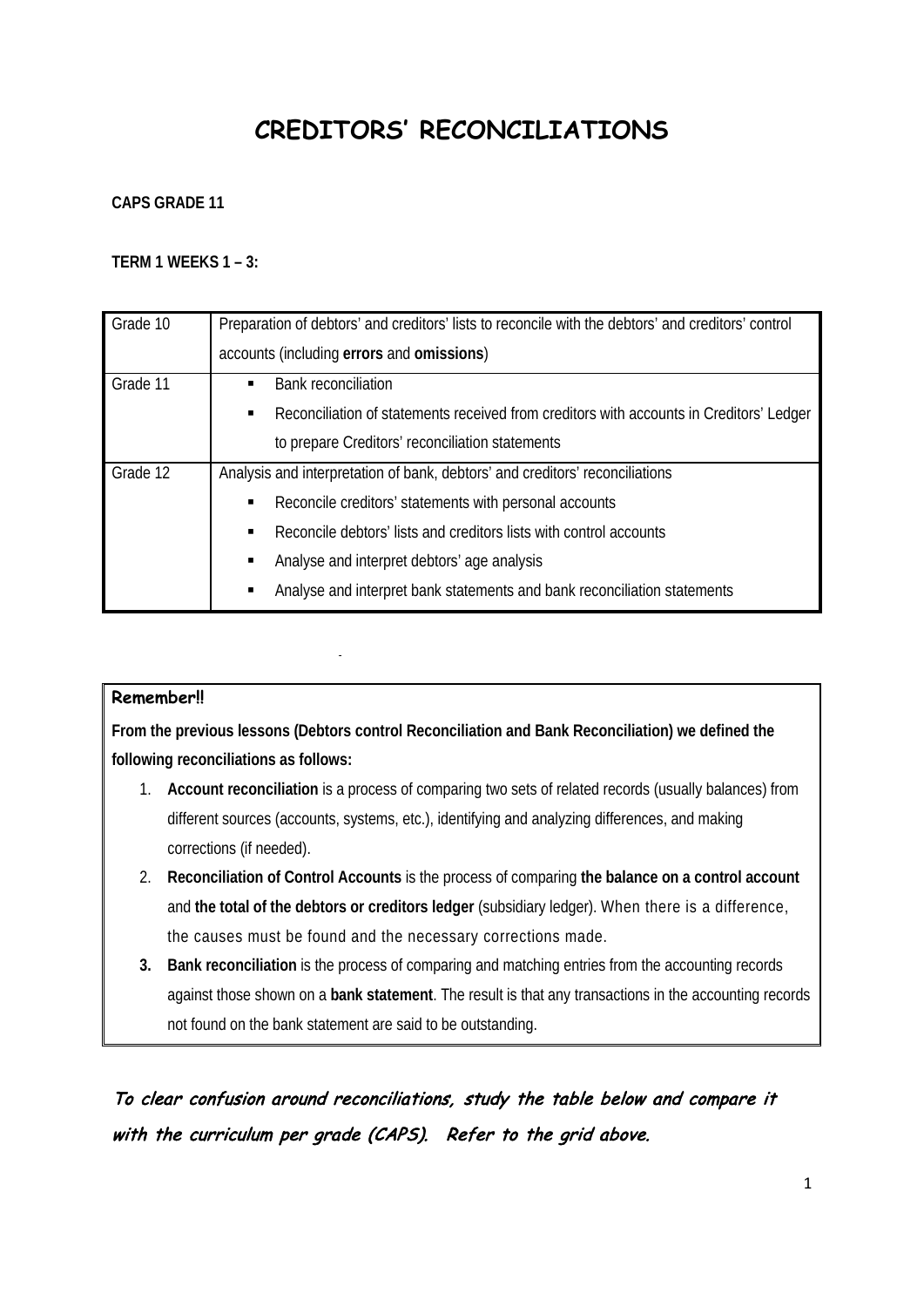# CREDITORS' RECONCILIATIONS

**CAPS GRADE 11**

**TERM 1 WEEKS 1 – 3:**

| | |
|---|---|
| Grade 10 | Preparation of debtors' and creditors' lists to reconcile with the debtors' and creditors' control accounts (including **errors** and **omissions**) |
| Grade 11 | ▪ Bank reconciliation<br>▪ Reconciliation of statements received from creditors with accounts in Creditors' Ledger to prepare Creditors' reconciliation statements |
| Grade 12 | Analysis and interpretation of bank, debtors' and creditors' reconciliations<br>▪ Reconcile creditors' statements with personal accounts<br>▪ Reconcile debtors' lists and creditors lists with control accounts<br>▪ Analyse and interpret debtors' age analysis<br>▪ Analyse and interpret bank statements and bank reconciliation statements |

**Remember!!**

**From the previous lessons (Debtors control Reconciliation and Bank Reconciliation) we defined the following reconciliations as follows:**

1. **Account reconciliation** is a process of comparing two sets of related records (usually balances) from different sources (accounts, systems, etc.), identifying and analyzing differences, and making corrections (if needed).
2. **Reconciliation of Control Accounts** is the process of comparing **the balance on a control account** and **the total of the debtors or creditors ledger** (subsidiary ledger). When there is a difference, the causes must be found and the necessary corrections made.
3. **Bank reconciliation** is the process of comparing and matching entries from the accounting records against those shown on a **bank statement**. The result is that any transactions in the accounting records not found on the bank statement are said to be outstanding.

***To clear confusion around reconciliations, study the table below and compare it with the curriculum per grade (CAPS). Refer to the grid above.***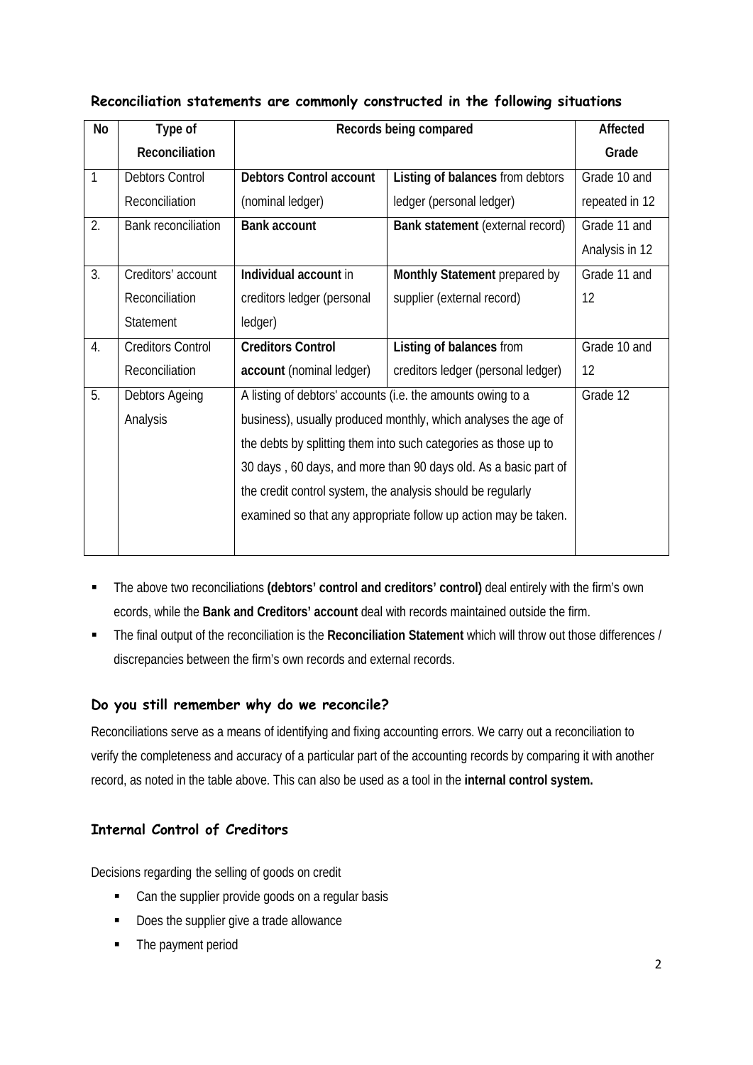### Reconciliation statements are commonly constructed in the following situations

| No | Type of Reconciliation | Records being compared | | Affected Grade |
|---|---|---|---|---|
| 1 | Debtors Control Reconciliation | **Debtors Control account** (nominal ledger) | **Listing of balances** from debtors ledger (personal ledger) | Grade 10 and repeated in 12 |
| 2. | Bank reconciliation | **Bank account** | **Bank statement** (external record) | Grade 11 and Analysis in 12 |
| 3. | Creditors' account Reconciliation Statement | **Individual account** in creditors ledger (personal ledger) | **Monthly Statement** prepared by supplier (external record) | Grade 11 and 12 |
| 4. | Creditors Control Reconciliation | **Creditors Control account** (nominal ledger) | **Listing of balances** from creditors ledger (personal ledger) | Grade 10 and 12 |
| 5. | Debtors Ageing Analysis | A listing of debtors' accounts (i.e. the amounts owing to a business), usually produced monthly, which analyses the age of the debts by splitting them into such categories as those up to 30 days , 60 days, and more than 90 days old. As a basic part of the credit control system, the analysis should be regularly examined so that any appropriate follow up action may be taken. | | Grade 12 |

- The above two reconciliations **(debtors' control and creditors' control)** deal entirely with the firm's own ecords, while the **Bank and Creditors' account** deal with records maintained outside the firm.
- The final output of the reconciliation is the **Reconciliation Statement** which will throw out those differences / discrepancies between the firm's own records and external records.

### Do you still remember why do we reconcile?

Reconciliations serve as a means of identifying and fixing accounting errors. We carry out a reconciliation to verify the completeness and accuracy of a particular part of the accounting records by comparing it with another record, as noted in the table above. This can also be used as a tool in the **internal control system.**

### Internal Control of Creditors

Decisions regarding the selling of goods on credit

- Can the supplier provide goods on a regular basis
- Does the supplier give a trade allowance
- The payment period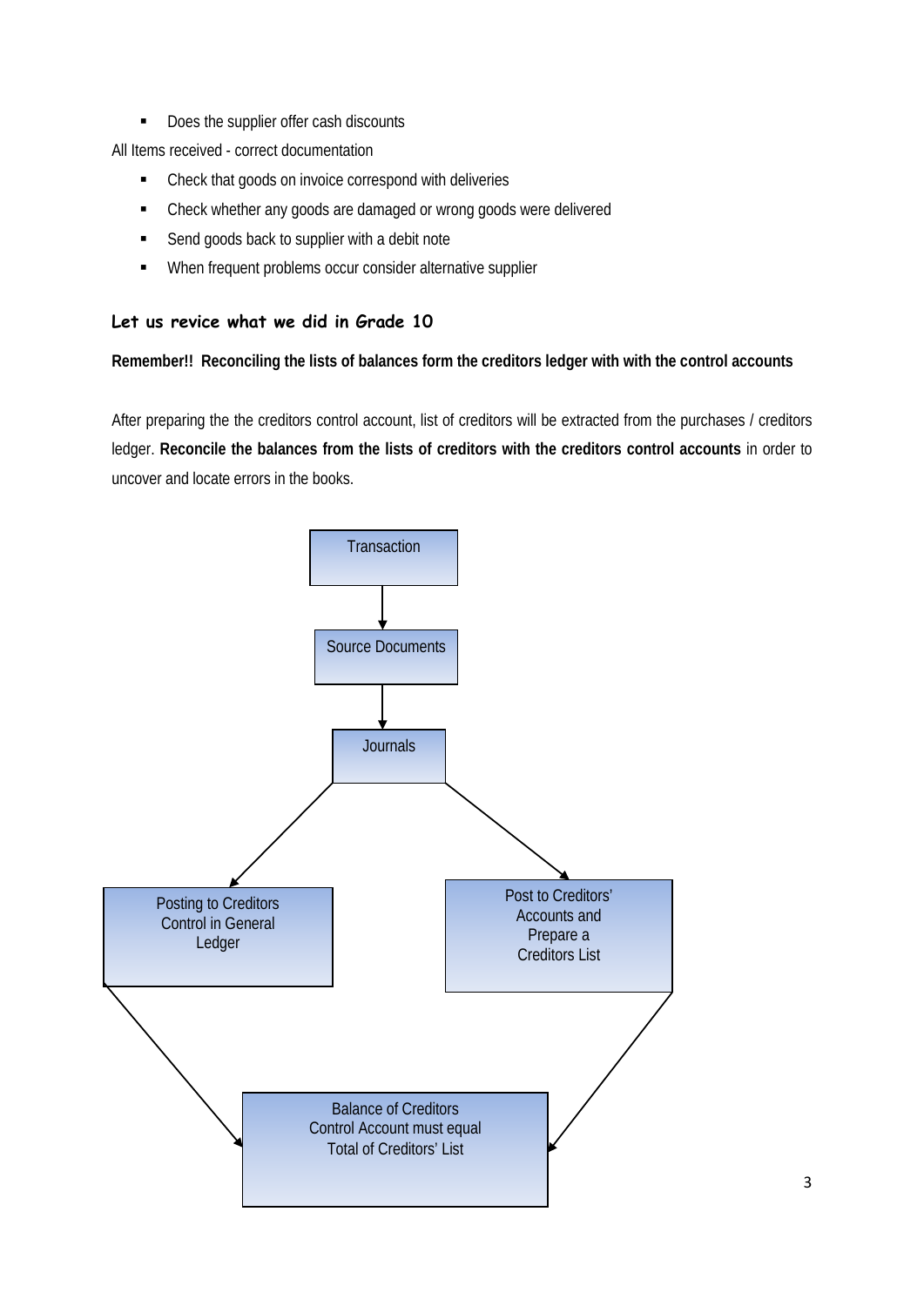- Does the supplier offer cash discounts

All Items received - correct documentation

- Check that goods on invoice correspond with deliveries
- Check whether any goods are damaged or wrong goods were delivered
- Send goods back to supplier with a debit note
- When frequent problems occur consider alternative supplier

### Let us revice what we did in Grade 10

**Remember!! Reconciling the lists of balances form the creditors ledger with with the control accounts**

After preparing the the creditors control account, list of creditors will be extracted from the purchases / creditors ledger. **Reconcile the balances from the lists of creditors with the creditors control accounts** in order to uncover and locate errors in the books.

Transaction

Source Documents

Journals

Posting to Creditors Control in General Ledger

Post to Creditors' Accounts and Prepare a Creditors List

Balance of Creditors Control Account must equal Total of Creditors' List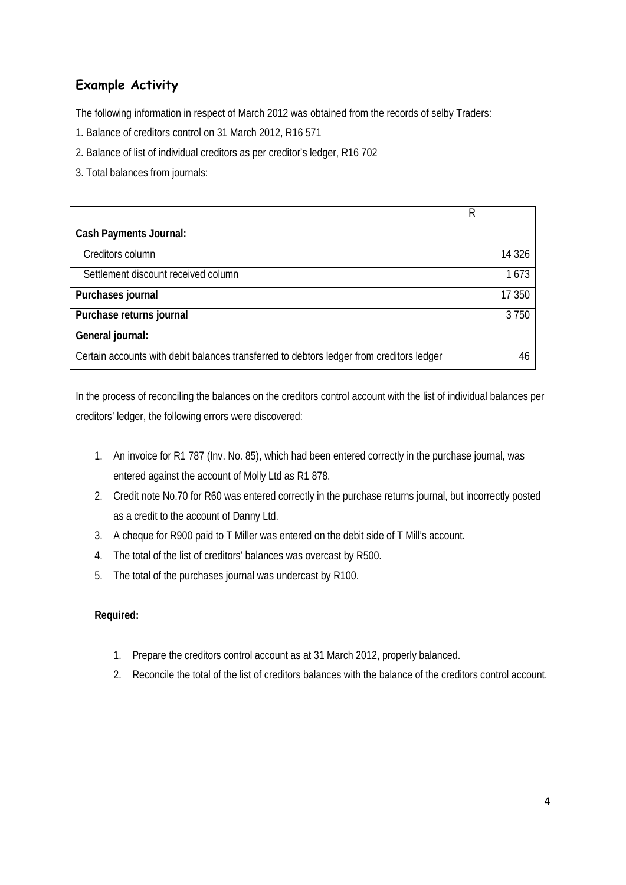## Example Activity

The following information in respect of March 2012 was obtained from the records of selby Traders:

1. Balance of creditors control on 31 March 2012, R16 571
2. Balance of list of individual creditors as per creditor's ledger, R16 702
3. Total balances from journals:

| | R |
|---|---|
| **Cash Payments Journal:** | |
| Creditors column | 14 326 |
| Settlement discount received column | 1 673 |
| **Purchases journal** | 17 350 |
| **Purchase returns journal** | 3 750 |
| **General journal:** | |
| Certain accounts with debit balances transferred to debtors ledger from creditors ledger | 46 |

In the process of reconciling the balances on the creditors control account with the list of individual balances per creditors' ledger, the following errors were discovered:

1. An invoice for R1 787 (Inv. No. 85), which had been entered correctly in the purchase journal, was entered against the account of Molly Ltd as R1 878.
2. Credit note No.70 for R60 was entered correctly in the purchase returns journal, but incorrectly posted as a credit to the account of Danny Ltd.
3. A cheque for R900 paid to T Miller was entered on the debit side of T Mill's account.
4. The total of the list of creditors' balances was overcast by R500.
5. The total of the purchases journal was undercast by R100.

**Required:**

1. Prepare the creditors control account as at 31 March 2012, properly balanced.
2. Reconcile the total of the list of creditors balances with the balance of the creditors control account.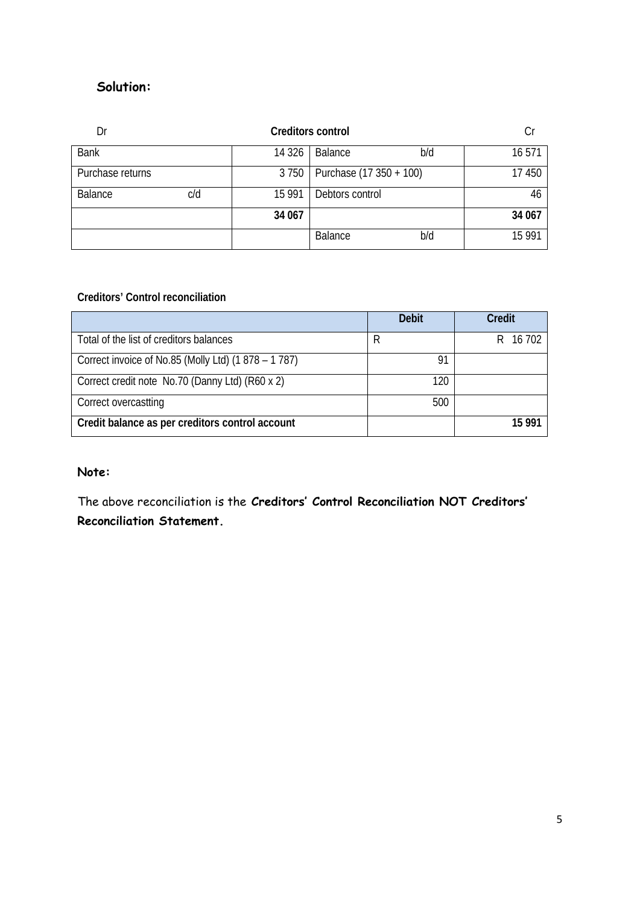**Solution:**

| Dr | | Creditors control | | Cr |
|---|---|---|---|---|
| Bank | 14 326 | Balance | b/d | 16 571 |
| Purchase returns | 3 750 | Purchase (17 350 + 100) | | 17 450 |
| Balance c/d | 15 991 | Debtors control | | 46 |
| | **34 067** | | | **34 067** |
| | | Balance | b/d | 15 991 |

**Creditors' Control reconciliation**

| | Debit | Credit |
|---|---|---|
| Total of the list of creditors balances | R | R 16 702 |
| Correct invoice of No.85 (Molly Ltd) (1 878 – 1 787) | 91 | |
| Correct credit note No.70 (Danny Ltd) (R60 x 2) | 120 | |
| Correct overcastting | 500 | |
| **Credit balance as per creditors control account** | | **15 991** |

**Note:**

The above reconciliation is the **Creditors' Control Reconciliation NOT Creditors' Reconciliation Statement.**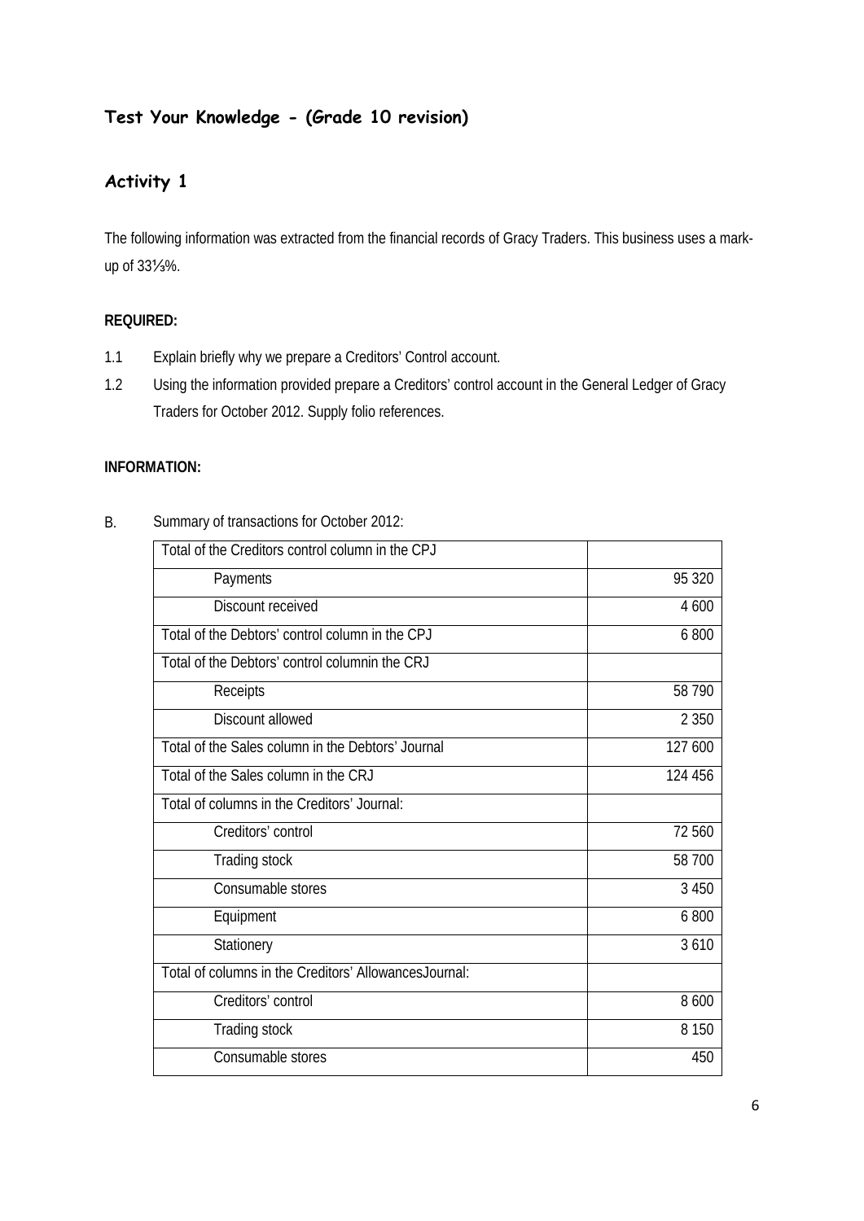## Test Your Knowledge - (Grade 10 revision)

## Activity 1

The following information was extracted from the financial records of Gracy Traders. This business uses a mark-up of 33⅓%.

**REQUIRED:**

1.1 Explain briefly why we prepare a Creditors' Control account.

1.2 Using the information provided prepare a Creditors' control account in the General Ledger of Gracy Traders for October 2012. Supply folio references.

**INFORMATION:**

B. Summary of transactions for October 2012:

| | |
|---|---|
| Total of the Creditors control column in the CPJ | |
| Payments | 95 320 |
| Discount received | 4 600 |
| Total of the Debtors' control column in the CPJ | 6 800 |
| Total of the Debtors' control columnin the CRJ | |
| Receipts | 58 790 |
| Discount allowed | 2 350 |
| Total of the Sales column in the Debtors' Journal | 127 600 |
| Total of the Sales column in the CRJ | 124 456 |
| Total of columns in the Creditors' Journal: | |
| Creditors' control | 72 560 |
| Trading stock | 58 700 |
| Consumable stores | 3 450 |
| Equipment | 6 800 |
| Stationery | 3 610 |
| Total of columns in the Creditors' AllowancesJournal: | |
| Creditors' control | 8 600 |
| Trading stock | 8 150 |
| Consumable stores | 450 |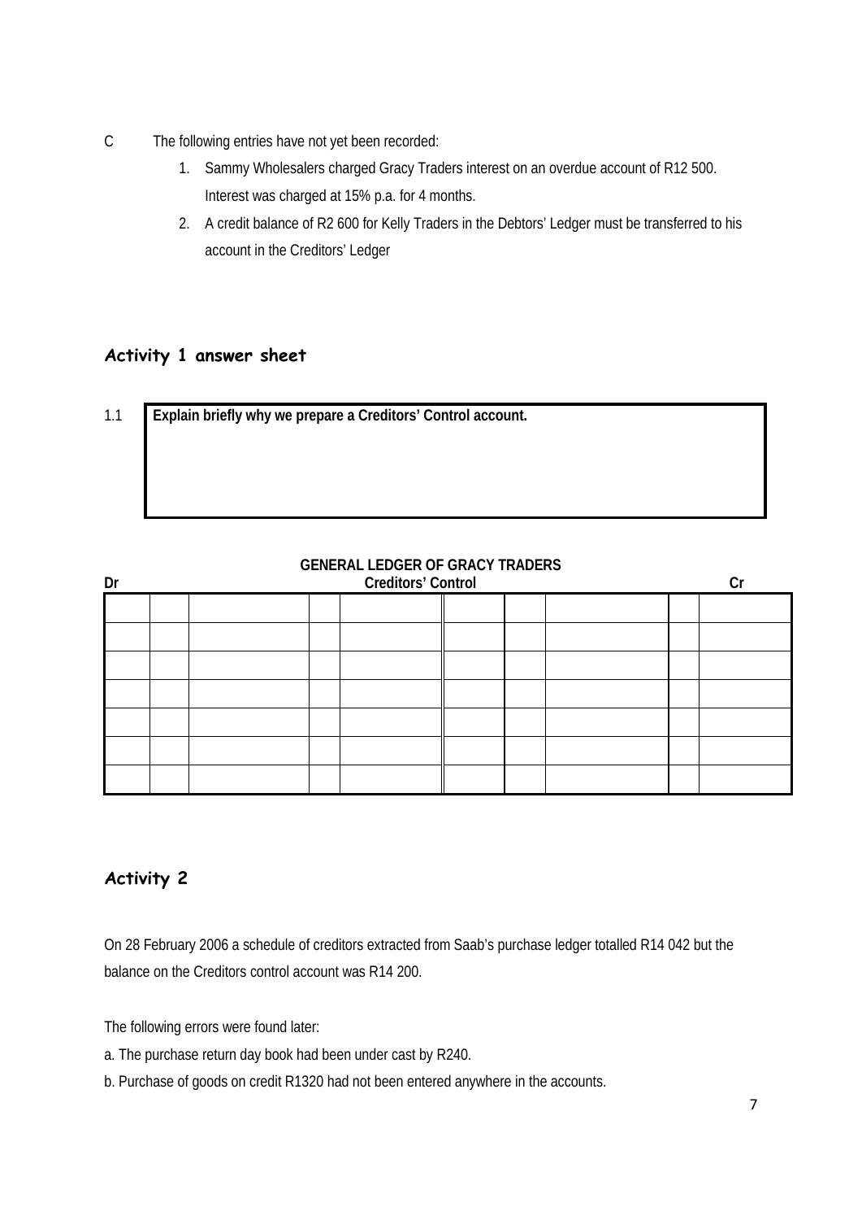C The following entries have not yet been recorded:

1. Sammy Wholesalers charged Gracy Traders interest on an overdue account of R12 500. Interest was charged at 15% p.a. for 4 months.
2. A credit balance of R2 600 for Kelly Traders in the Debtors' Ledger must be transferred to his account in the Creditors' Ledger

## Activity 1 answer sheet

1.1 **Explain briefly why we prepare a Creditors' Control account.**

**GENERAL LEDGER OF GRACY TRADERS**

**Dr Creditors' Control Cr**

| | | | | | | | | | |
|---|---|---|---|---|---|---|---|---|---|
| | | | | | | | | | |
| | | | | | | | | | |
| | | | | | | | | | |
| | | | | | | | | | |
| | | | | | | | | | |
| | | | | | | | | | |
| | | | | | | | | | |

## Activity 2

On 28 February 2006 a schedule of creditors extracted from Saab's purchase ledger totalled R14 042 but the balance on the Creditors control account was R14 200.

The following errors were found later:

a. The purchase return day book had been under cast by R240.

b. Purchase of goods on credit R1320 had not been entered anywhere in the accounts.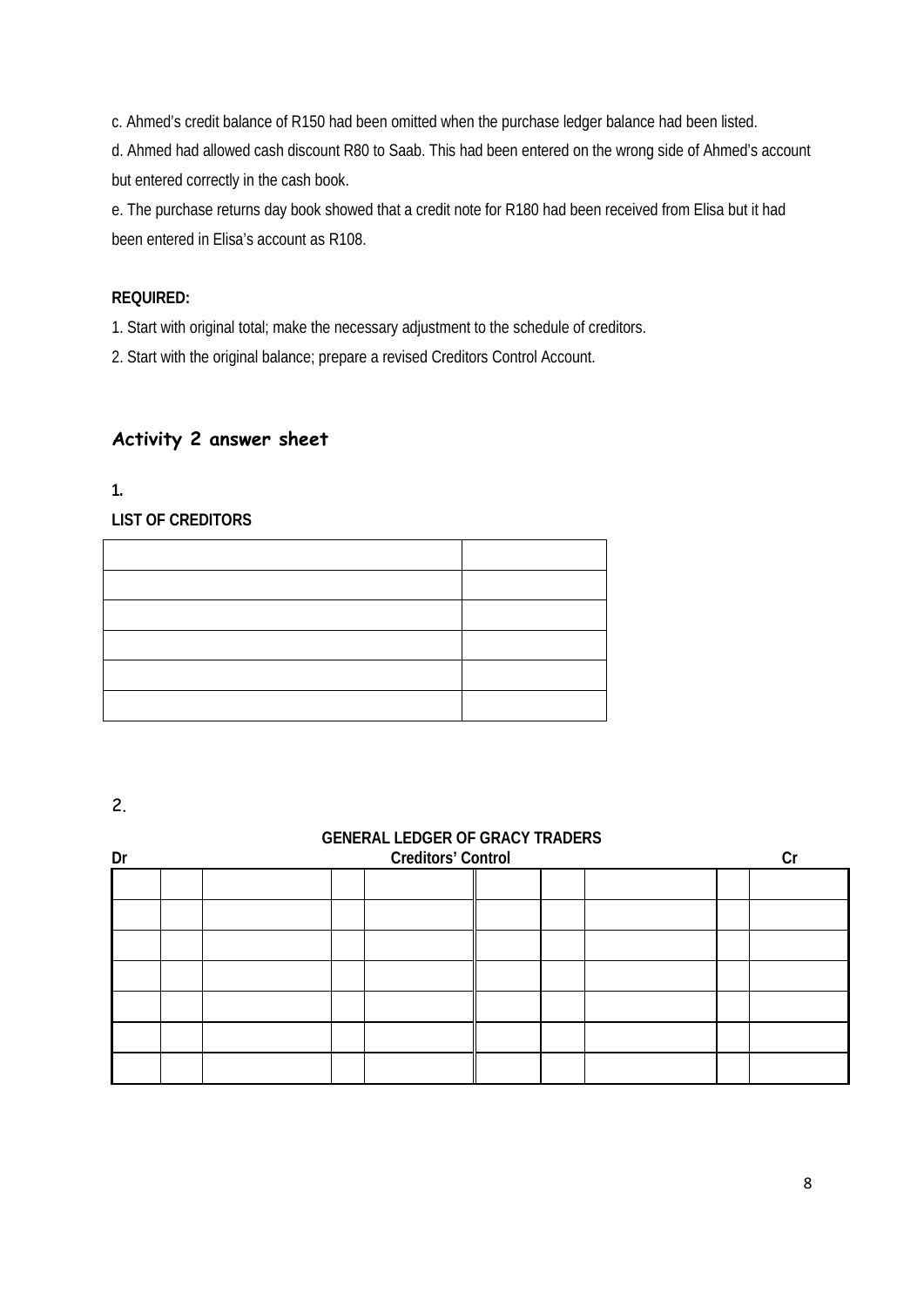c. Ahmed's credit balance of R150 had been omitted when the purchase ledger balance had been listed.

d. Ahmed had allowed cash discount R80 to Saab. This had been entered on the wrong side of Ahmed's account but entered correctly in the cash book.

e. The purchase returns day book showed that a credit note for R180 had been received from Elisa but it had been entered in Elisa's account as R108.

**REQUIRED:**

1. Start with original total; make the necessary adjustment to the schedule of creditors.
2. Start with the original balance; prepare a revised Creditors Control Account.

## Activity 2 answer sheet

**1.**

**LIST OF CREDITORS**

| | |
|---|---|
| | |
| | |
| | |
| | |
| | |

2.

**GENERAL LEDGER OF GRACY TRADERS**

**Dr** **Creditors' Control** **Cr**

| | | | | | | | | | |
|---|---|---|---|---|---|---|---|---|---|
| | | | | | | | | | |
| | | | | | | | | | |
| | | | | | | | | | |
| | | | | | | | | | |
| | | | | | | | | | |
| | | | | | | | | | |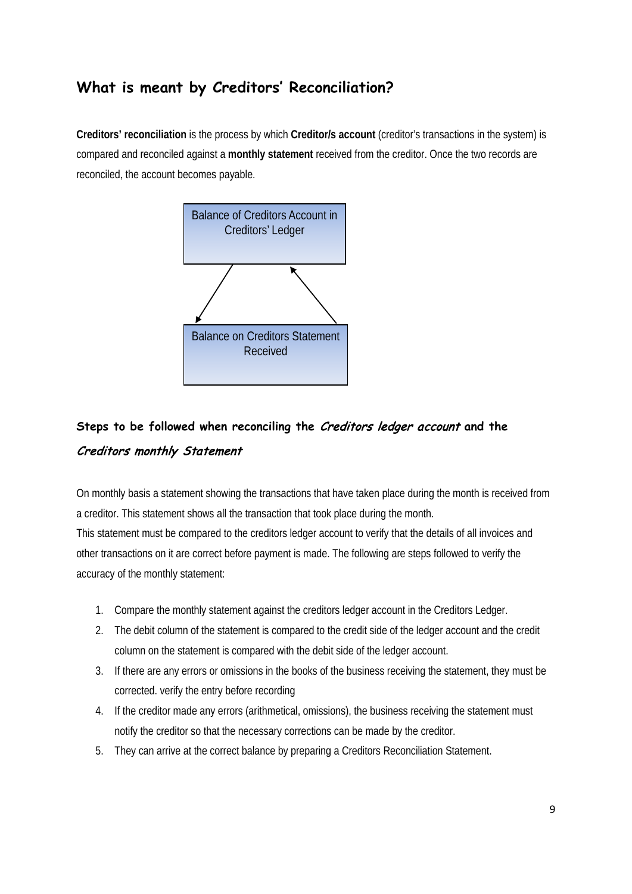## What is meant by Creditors' Reconciliation?

**Creditors' reconciliation** is the process by which **Creditor/s account** (creditor's transactions in the system) is compared and reconciled against a **monthly statement** received from the creditor. Once the two records are reconciled, the account becomes payable.

Balance of Creditors Account in Creditors' Ledger

Balance on Creditors Statement Received

## Steps to be followed when reconciling the *Creditors ledger account* and the *Creditors monthly Statement*

On monthly basis a statement showing the transactions that have taken place during the month is received from a creditor. This statement shows all the transaction that took place during the month.

This statement must be compared to the creditors ledger account to verify that the details of all invoices and other transactions on it are correct before payment is made. The following are steps followed to verify the accuracy of the monthly statement:

1. Compare the monthly statement against the creditors ledger account in the Creditors Ledger.
2. The debit column of the statement is compared to the credit side of the ledger account and the credit column on the statement is compared with the debit side of the ledger account.
3. If there are any errors or omissions in the books of the business receiving the statement, they must be corrected. verify the entry before recording
4. If the creditor made any errors (arithmetical, omissions), the business receiving the statement must notify the creditor so that the necessary corrections can be made by the creditor.
5. They can arrive at the correct balance by preparing a Creditors Reconciliation Statement.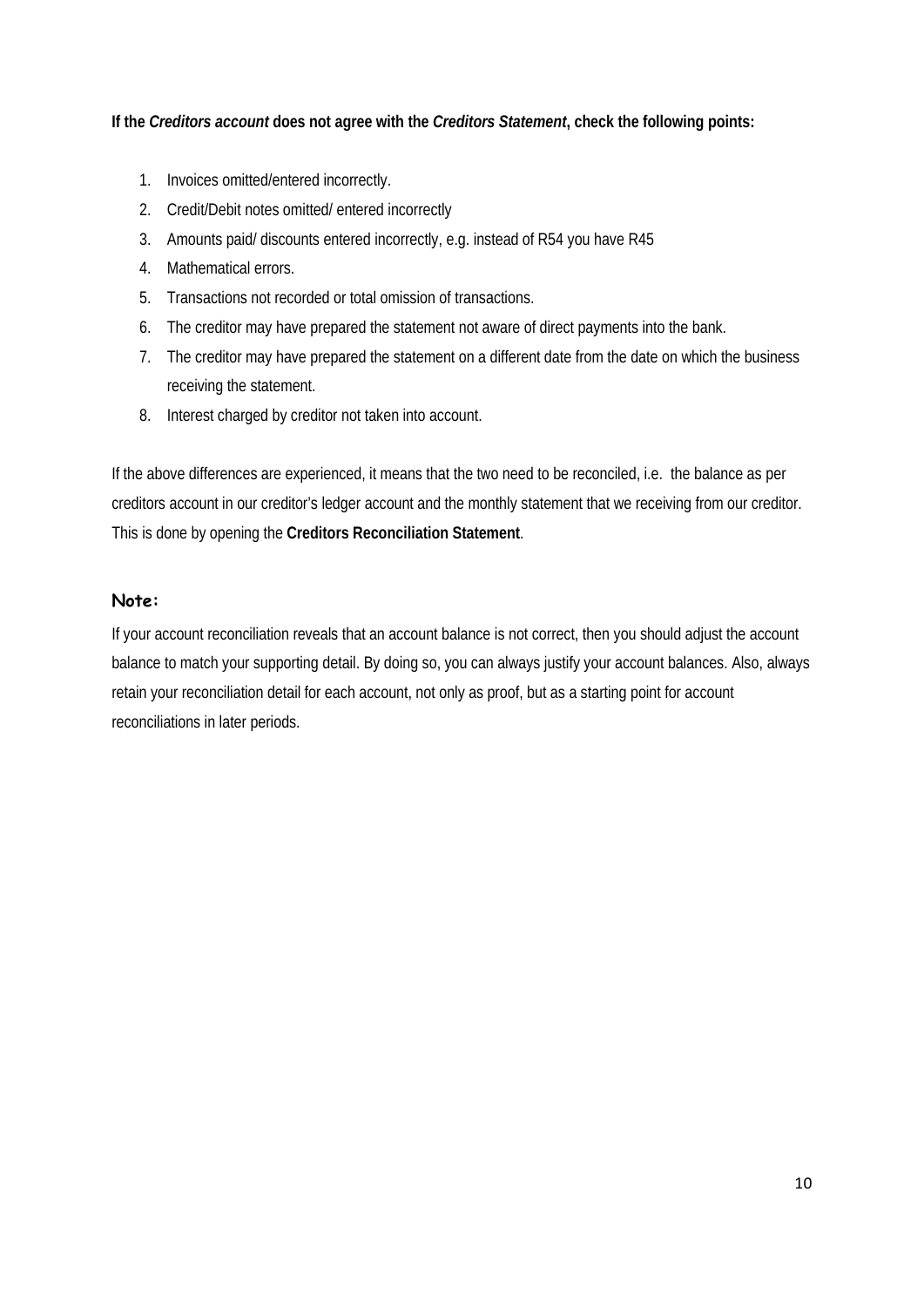**If the *Creditors account* does not agree with the *Creditors Statement*, check the following points:**

1. Invoices omitted/entered incorrectly.
2. Credit/Debit notes omitted/ entered incorrectly
3. Amounts paid/ discounts entered incorrectly, e.g. instead of R54 you have R45
4. Mathematical errors.
5. Transactions not recorded or total omission of transactions.
6. The creditor may have prepared the statement not aware of direct payments into the bank.
7. The creditor may have prepared the statement on a different date from the date on which the business receiving the statement.
8. Interest charged by creditor not taken into account.

If the above differences are experienced, it means that the two need to be reconciled, i.e. the balance as per creditors account in our creditor's ledger account and the monthly statement that we receiving from our creditor. This is done by opening the **Creditors Reconciliation Statement**.

**Note:**

If your account reconciliation reveals that an account balance is not correct, then you should adjust the account balance to match your supporting detail. By doing so, you can always justify your account balances. Also, always retain your reconciliation detail for each account, not only as proof, but as a starting point for account reconciliations in later periods.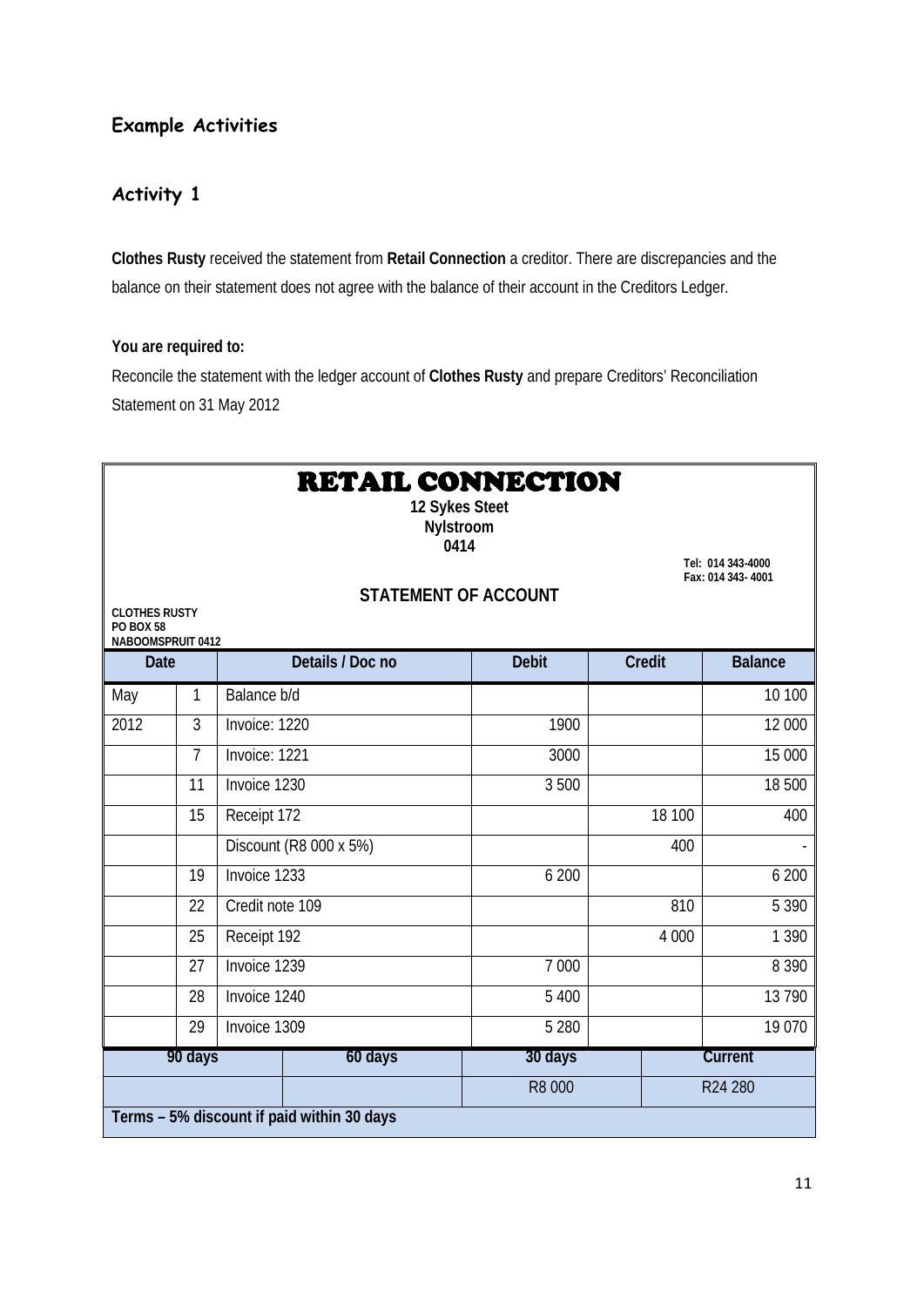## Example Activities

### Activity 1

**Clothes Rusty** received the statement from **Retail Connection** a creditor. There are discrepancies and the balance on their statement does not agree with the balance of their account in the Creditors Ledger.

**You are required to:**

Reconcile the statement with the ledger account of **Clothes Rusty** and prepare Creditors' Reconciliation Statement on 31 May 2012

# RETAIL CONNECTION

**12 Sykes Steet**
**Nylstroom**
**0414**

**Tel: 014 343-4000**
**Fax: 014 343- 4001**

**STATEMENT OF ACCOUNT**

**CLOTHES RUSTY**
**PO BOX 58**
**NABOOMSPRUIT 0412**

| Date | | Details / Doc no | Debit | Credit | Balance |
|---|---|---|---|---|---|
| May | 1 | Balance b/d | | | 10 100 |
| 2012 | 3 | Invoice: 1220 | 1900 | | 12 000 |
| | 7 | Invoice: 1221 | 3000 | | 15 000 |
| | 11 | Invoice 1230 | 3 500 | | 18 500 |
| | 15 | Receipt 172 | | 18 100 | 400 |
| | | Discount (R8 000 x 5%) | | 400 | - |
| | 19 | Invoice 1233 | 6 200 | | 6 200 |
| | 22 | Credit note 109 | | 810 | 5 390 |
| | 25 | Receipt 192 | | 4 000 | 1 390 |
| | 27 | Invoice 1239 | 7 000 | | 8 390 |
| | 28 | Invoice 1240 | 5 400 | | 13 790 |
| | 29 | Invoice 1309 | 5 280 | | 19 070 |

| 90 days | 60 days | 30 days | Current |
|---|---|---|---|
| | | R8 000 | R24 280 |

**Terms – 5% discount if paid within 30 days**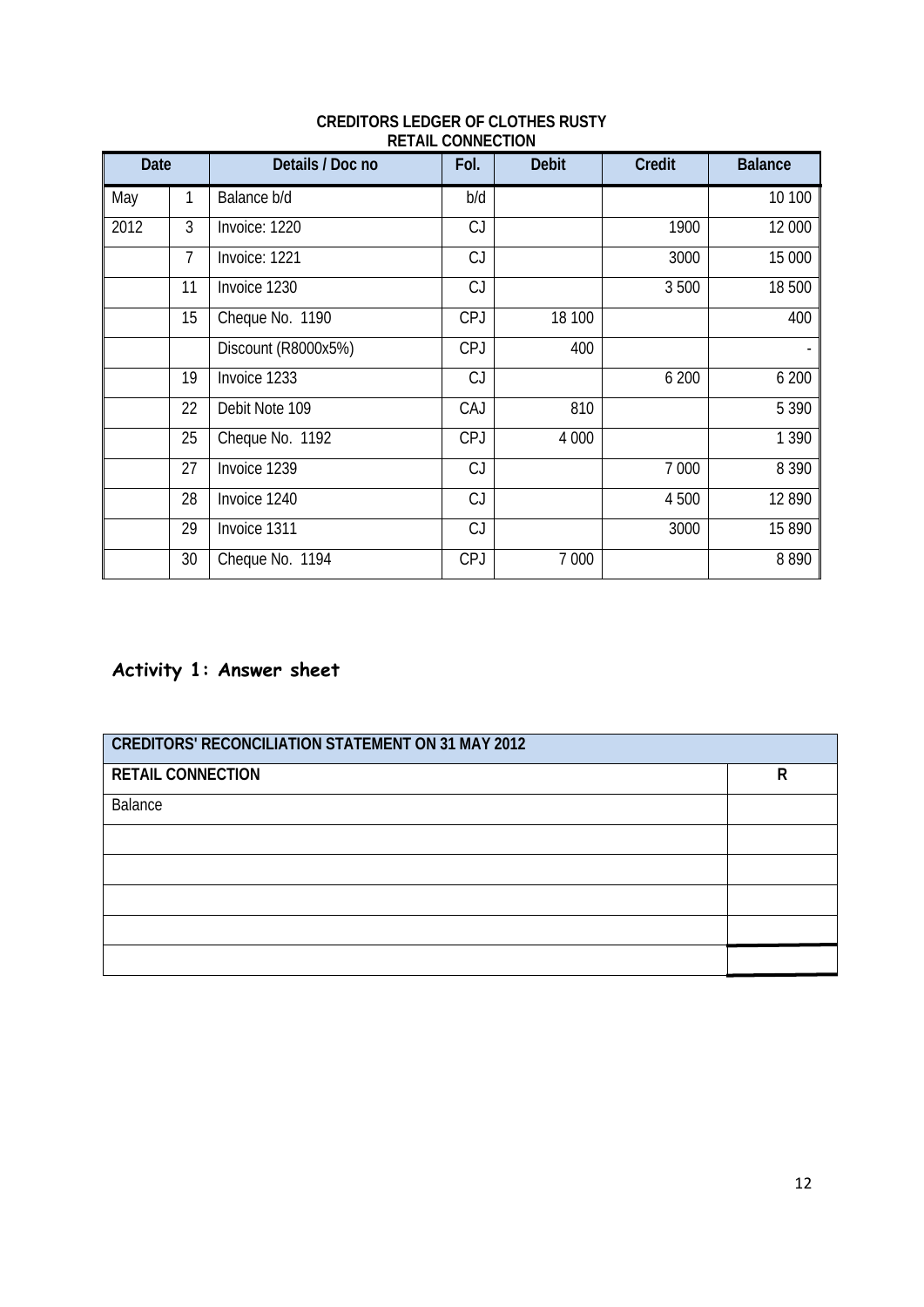**CREDITORS LEDGER OF CLOTHES RUSTY**
**RETAIL CONNECTION**

| Date | | Details / Doc no | Fol. | Debit | Credit | Balance |
|---|---|---|---|---|---|---|
| May | 1 | Balance b/d | b/d | | | 10 100 |
| 2012 | 3 | Invoice: 1220 | CJ | | 1900 | 12 000 |
| | 7 | Invoice: 1221 | CJ | | 3000 | 15 000 |
| | 11 | Invoice 1230 | CJ | | 3 500 | 18 500 |
| | 15 | Cheque No. 1190 | CPJ | 18 100 | | 400 |
| | | Discount (R8000x5%) | CPJ | 400 | | - |
| | 19 | Invoice 1233 | CJ | | 6 200 | 6 200 |
| | 22 | Debit Note 109 | CAJ | 810 | | 5 390 |
| | 25 | Cheque No. 1192 | CPJ | 4 000 | | 1 390 |
| | 27 | Invoice 1239 | CJ | | 7 000 | 8 390 |
| | 28 | Invoice 1240 | CJ | | 4 500 | 12 890 |
| | 29 | Invoice 1311 | CJ | | 3000 | 15 890 |
| | 30 | Cheque No. 1194 | CPJ | 7 000 | | 8 890 |

## Activity 1: Answer sheet

| CREDITORS' RECONCILIATION STATEMENT ON 31 MAY 2012 | |
|---|---|
| **RETAIL CONNECTION** | **R** |
| Balance | |
| | |
| | |
| | |
| | |
| | |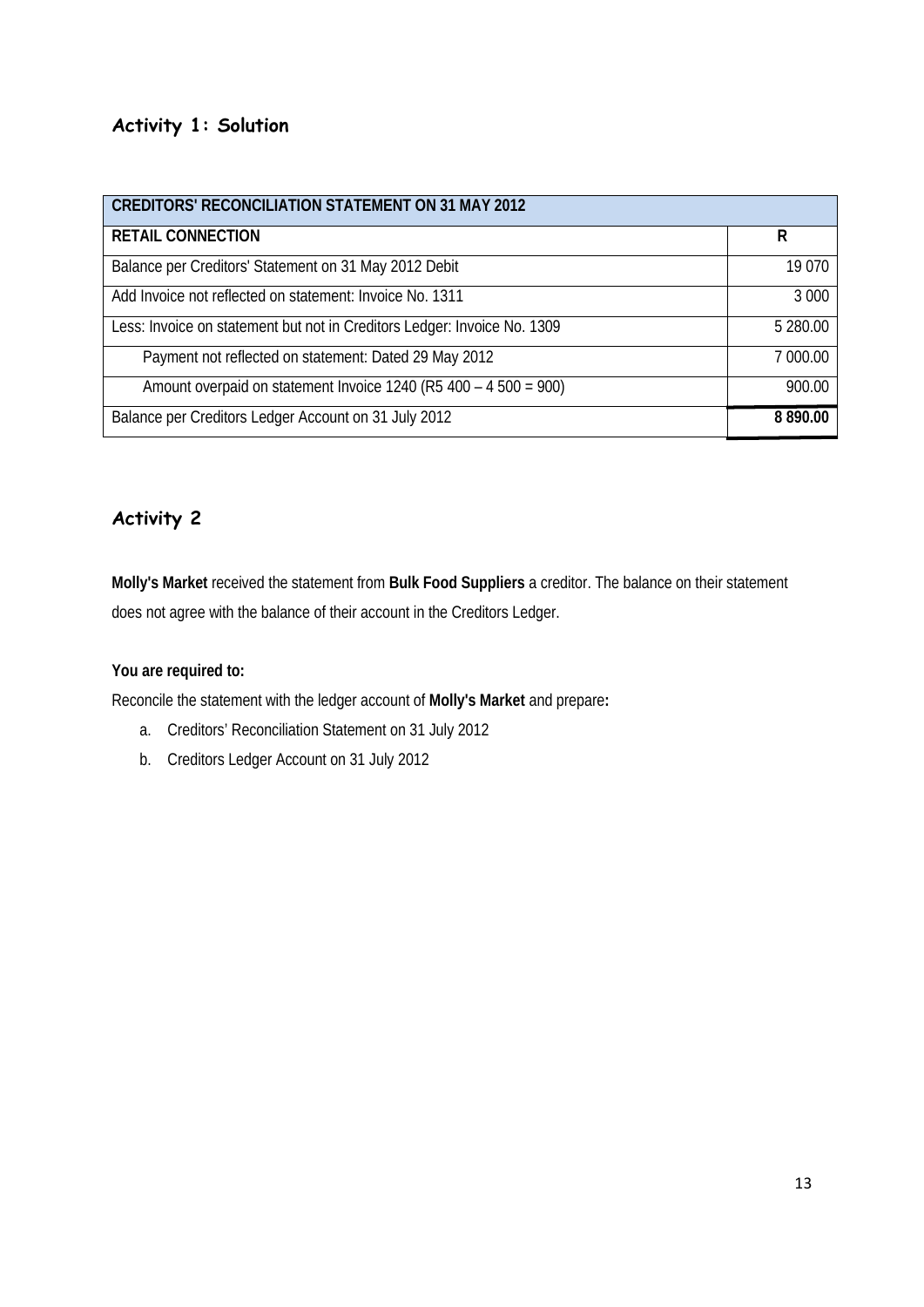## Activity 1: Solution

| CREDITORS' RECONCILIATION STATEMENT ON 31 MAY 2012 | |
|---|---|
| **RETAIL CONNECTION** | **R** |
| Balance per Creditors' Statement on 31 May 2012 Debit | 19 070 |
| Add Invoice not reflected on statement: Invoice No. 1311 | 3 000 |
| Less: Invoice on statement but not in Creditors Ledger: Invoice No. 1309 | 5 280.00 |
| Payment not reflected on statement: Dated 29 May 2012 | 7 000.00 |
| Amount overpaid on statement Invoice 1240 (R5 400 – 4 500 = 900) | 900.00 |
| Balance per Creditors Ledger Account on 31 July 2012 | **8 890.00** |

## Activity 2

**Molly's Market** received the statement from **Bulk Food Suppliers** a creditor. The balance on their statement does not agree with the balance of their account in the Creditors Ledger.

**You are required to:**

Reconcile the statement with the ledger account of **Molly's Market** and prepare**:**

a. Creditors' Reconciliation Statement on 31 July 2012
b. Creditors Ledger Account on 31 July 2012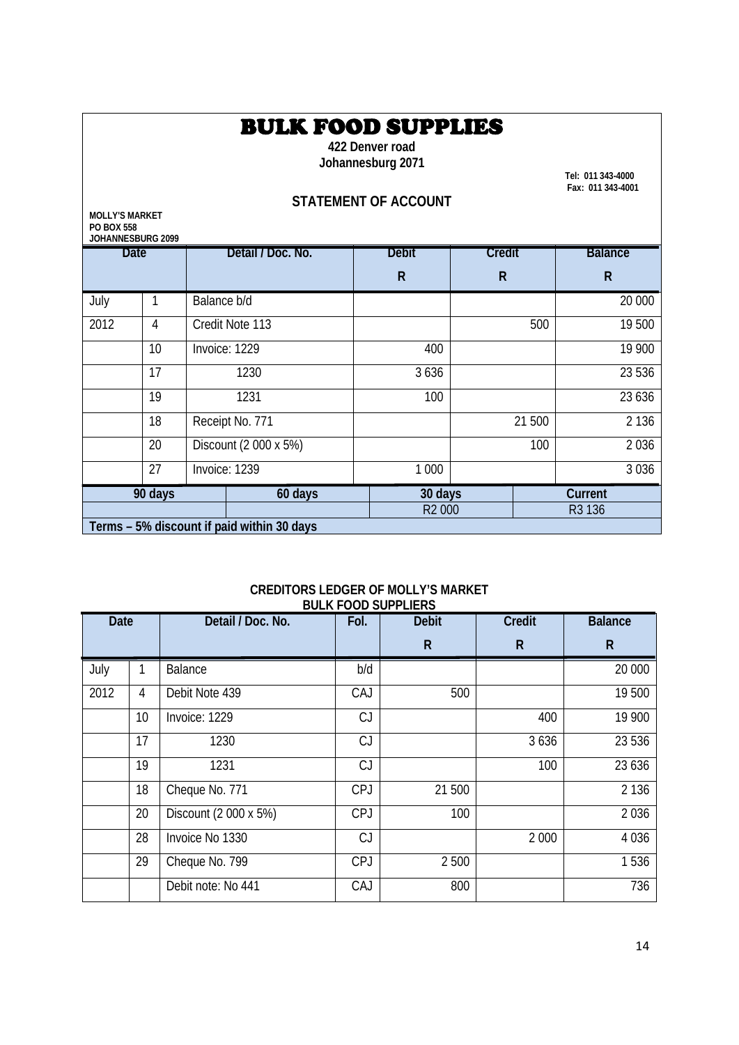# BULK FOOD SUPPLIES

**422 Denver road**
**Johannesburg 2071**

**Tel: 011 343-4000**
**Fax: 011 343-4001**

## STATEMENT OF ACCOUNT

**MOLLY'S MARKET**
**PO BOX 558**
**JOHANNESBURG 2099**

| Date | | Detail / Doc. No. | Debit R | Credit R | Balance R |
|---|---|---|---|---|---|
| July | 1 | Balance b/d | | | 20 000 |
| 2012 | 4 | Credit Note 113 | | 500 | 19 500 |
| | 10 | Invoice: 1229 | 400 | | 19 900 |
| | 17 | 1230 | 3 636 | | 23 536 |
| | 19 | 1231 | 100 | | 23 636 |
| | 18 | Receipt No. 771 | | 21 500 | 2 136 |
| | 20 | Discount (2 000 x 5%) | | 100 | 2 036 |
| | 27 | Invoice: 1239 | 1 000 | | 3 036 |

| 90 days | 60 days | 30 days | Current |
|---|---|---|---|
| | | R2 000 | R3 136 |

**Terms – 5% discount if paid within 30 days**

### CREDITORS LEDGER OF MOLLY'S MARKET
### BULK FOOD SUPPLIERS

| Date | | Detail / Doc. No. | Fol. | Debit R | Credit R | Balance R |
|---|---|---|---|---|---|---|
| July | 1 | Balance | b/d | | | 20 000 |
| 2012 | 4 | Debit Note 439 | CAJ | 500 | | 19 500 |
| | 10 | Invoice: 1229 | CJ | | 400 | 19 900 |
| | 17 | 1230 | CJ | | 3 636 | 23 536 |
| | 19 | 1231 | CJ | | 100 | 23 636 |
| | 18 | Cheque No. 771 | CPJ | 21 500 | | 2 136 |
| | 20 | Discount (2 000 x 5%) | CPJ | 100 | | 2 036 |
| | 28 | Invoice No 1330 | CJ | | 2 000 | 4 036 |
| | 29 | Cheque No. 799 | CPJ | 2 500 | | 1 536 |
| | | Debit note: No 441 | CAJ | 800 | | 736 |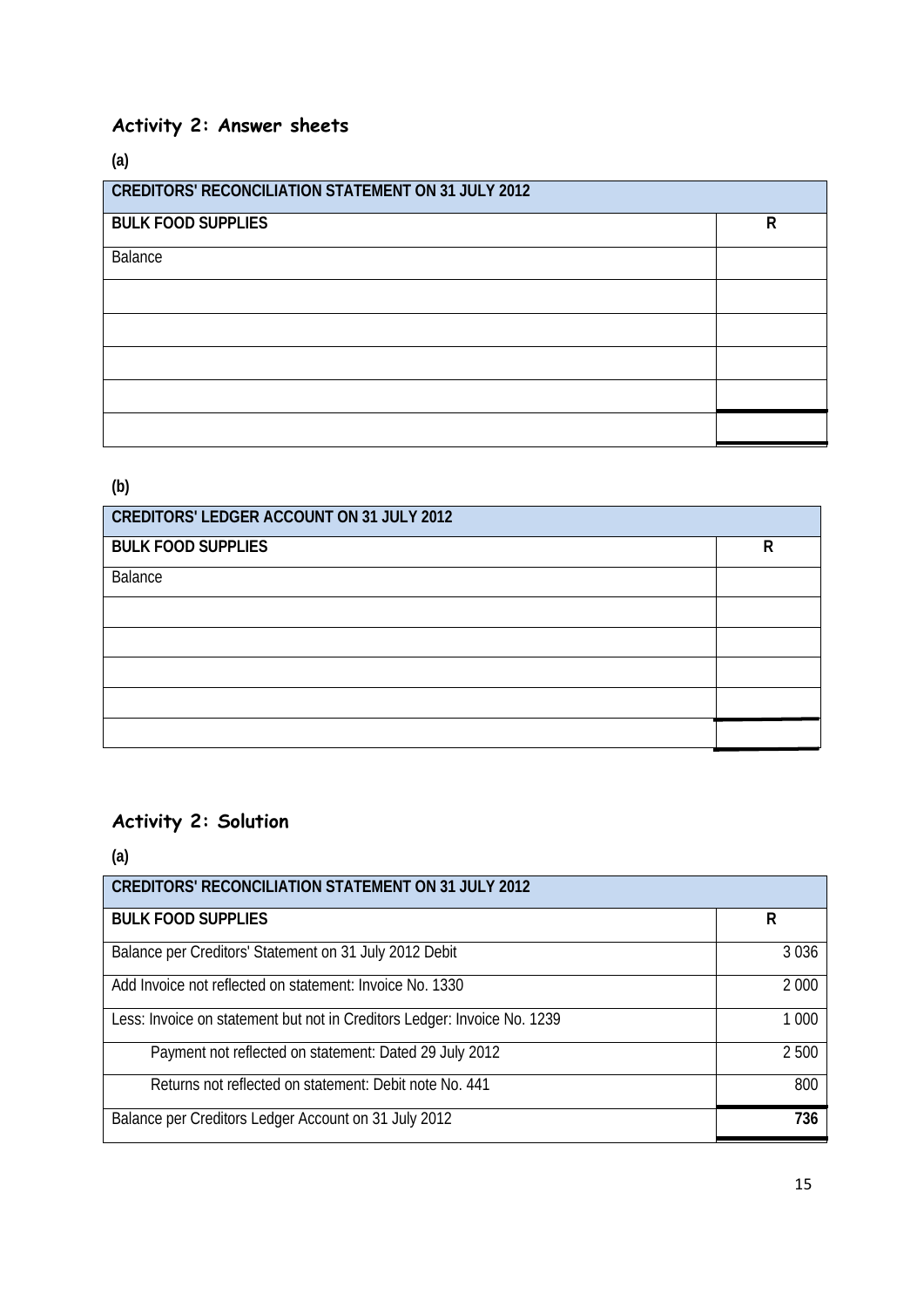## Activity 2: Answer sheets

**(a)**

| CREDITORS' RECONCILIATION STATEMENT ON 31 JULY 2012 | |
|---|---|
| **BULK FOOD SUPPLIES** | **R** |
| Balance | |
| | |
| | |
| | |
| | |
| | |

**(b)**

| CREDITORS' LEDGER ACCOUNT ON 31 JULY 2012 | |
|---|---|
| **BULK FOOD SUPPLIES** | **R** |
| Balance | |
| | |
| | |
| | |
| | |
| | |

## Activity 2: Solution

**(a)**

| CREDITORS' RECONCILIATION STATEMENT ON 31 JULY 2012 | |
|---|---|
| **BULK FOOD SUPPLIES** | **R** |
| Balance per Creditors' Statement on 31 July 2012 Debit | 3 036 |
| Add Invoice not reflected on statement: Invoice No. 1330 | 2 000 |
| Less: Invoice on statement but not in Creditors Ledger: Invoice No. 1239 | 1 000 |
| Payment not reflected on statement: Dated 29 July 2012 | 2 500 |
| Returns not reflected on statement: Debit note No. 441 | 800 |
| Balance per Creditors Ledger Account on 31 July 2012 | **736** |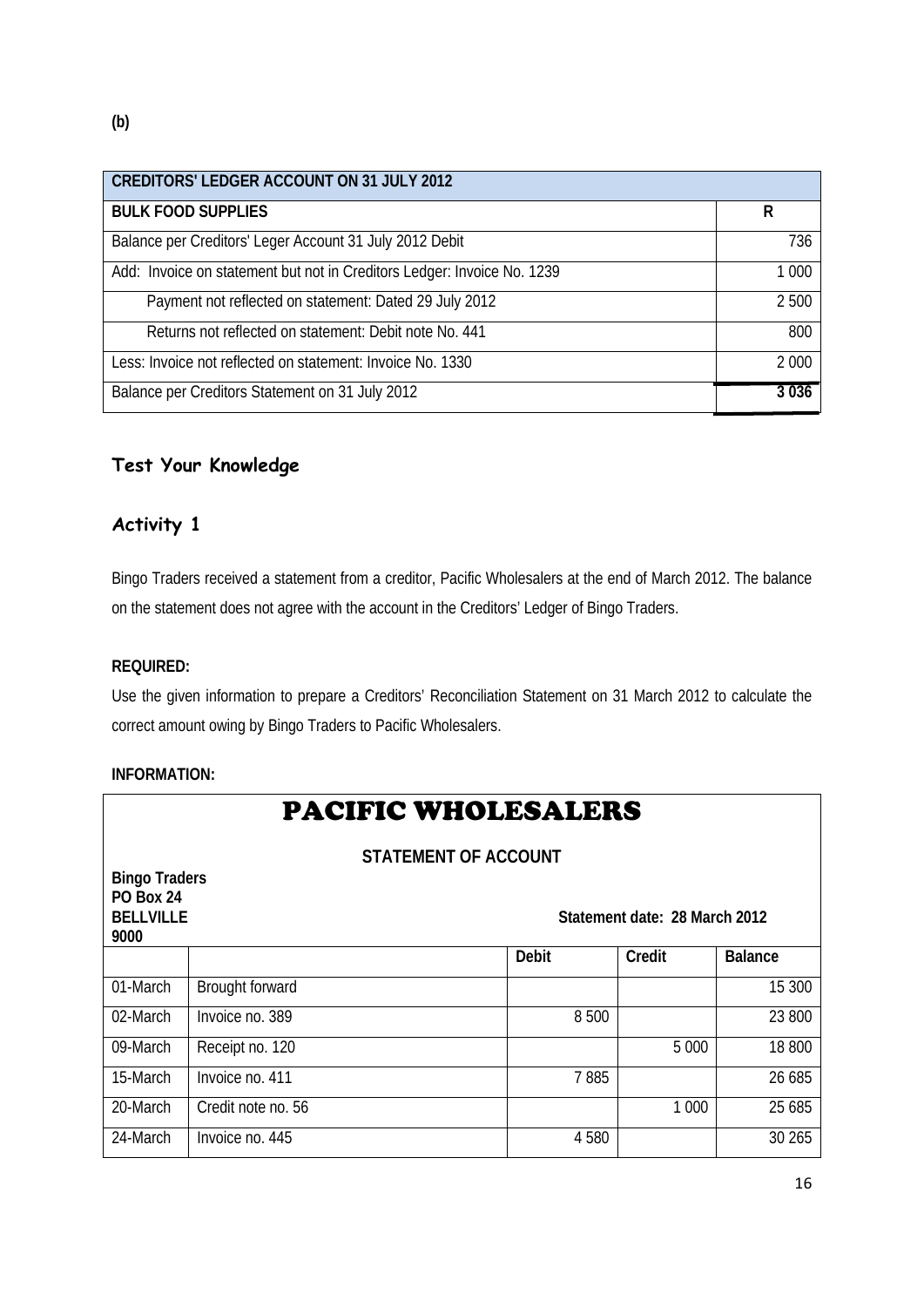**(b)**

| CREDITORS' LEDGER ACCOUNT ON 31 JULY 2012 | |
|---|---|
| **BULK FOOD SUPPLIES** | **R** |
| Balance per Creditors' Leger Account 31 July 2012 Debit | 736 |
| Add: Invoice on statement but not in Creditors Ledger: Invoice No. 1239 | 1 000 |
| Payment not reflected on statement: Dated 29 July 2012 | 2 500 |
| Returns not reflected on statement: Debit note No. 441 | 800 |
| Less: Invoice not reflected on statement: Invoice No. 1330 | 2 000 |
| Balance per Creditors Statement on 31 July 2012 | **3 036** |

## Test Your Knowledge

## Activity 1

Bingo Traders received a statement from a creditor, Pacific Wholesalers at the end of March 2012. The balance on the statement does not agree with the account in the Creditors' Ledger of Bingo Traders.

**REQUIRED:**

Use the given information to prepare a Creditors' Reconciliation Statement on 31 March 2012 to calculate the correct amount owing by Bingo Traders to Pacific Wholesalers.

**INFORMATION:**

# PACIFIC WHOLESALERS

**STATEMENT OF ACCOUNT**

**Bingo Traders**
**PO Box 24**
**BELLVILLE**
**9000**

**Statement date: 28 March 2012**

| | | Debit | Credit | Balance |
|---|---|---|---|---|
| 01-March | Brought forward | | | 15 300 |
| 02-March | Invoice no. 389 | 8 500 | | 23 800 |
| 09-March | Receipt no. 120 | | 5 000 | 18 800 |
| 15-March | Invoice no. 411 | 7 885 | | 26 685 |
| 20-March | Credit note no. 56 | | 1 000 | 25 685 |
| 24-March | Invoice no. 445 | 4 580 | | 30 265 |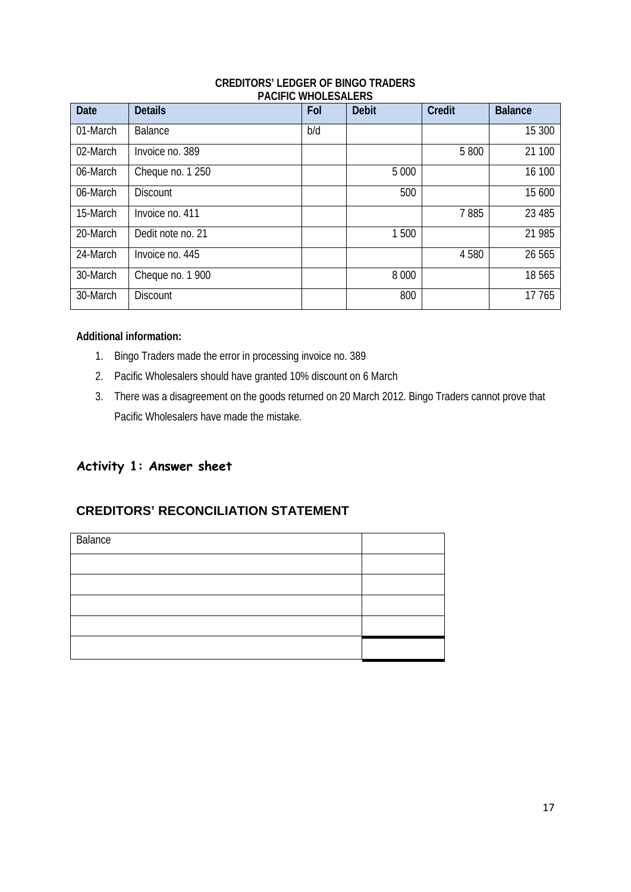**CREDITORS' LEDGER OF BINGO TRADERS**
**PACIFIC WHOLESALERS**

| Date | Details | Fol | Debit | Credit | Balance |
|---|---|---|---|---|---|
| 01-March | Balance | b/d | | | 15 300 |
| 02-March | Invoice no. 389 | | | 5 800 | 21 100 |
| 06-March | Cheque no. 1 250 | | 5 000 | | 16 100 |
| 06-March | Discount | | 500 | | 15 600 |
| 15-March | Invoice no. 411 | | | 7 885 | 23 485 |
| 20-March | Dedit note no. 21 | | 1 500 | | 21 985 |
| 24-March | Invoice no. 445 | | | 4 580 | 26 565 |
| 30-March | Cheque no. 1 900 | | 8 000 | | 18 565 |
| 30-March | Discount | | 800 | | 17 765 |

**Additional information:**

1. Bingo Traders made the error in processing invoice no. 389
2. Pacific Wholesalers should have granted 10% discount on 6 March
3. There was a disagreement on the goods returned on 20 March 2012. Bingo Traders cannot prove that Pacific Wholesalers have made the mistake.

## Activity 1: Answer sheet

## CREDITORS' RECONCILIATION STATEMENT

| Balance | |
|---|---|
| | |
| | |
| | |
| | |
| | |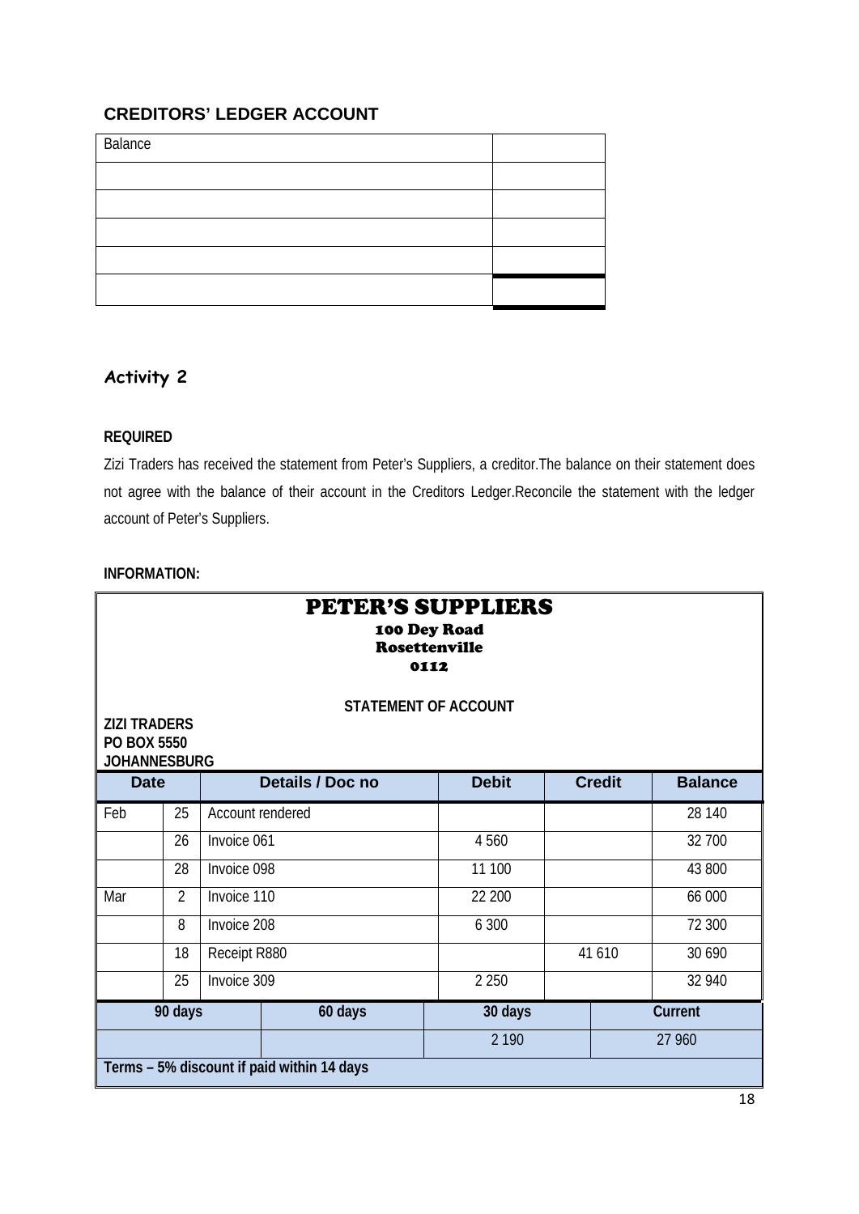## CREDITORS' LEDGER ACCOUNT

| Balance | |
|---|---|
| | |
| | |
| | |
| | |
| | |

## Activity 2

**REQUIRED**

Zizi Traders has received the statement from Peter's Suppliers, a creditor.The balance on their statement does not agree with the balance of their account in the Creditors Ledger.Reconcile the statement with the ledger account of Peter's Suppliers.

**INFORMATION:**

**PETER'S SUPPLIERS**
**100 Dey Road**
**Rosettenville**
**0112**

**STATEMENT OF ACCOUNT**

**ZIZI TRADERS**
**PO BOX 5550**
**JOHANNESBURG**

| Date | | Details / Doc no | Debit | Credit | Balance |
|---|---|---|---|---|---|
| Feb | 25 | Account rendered | | | 28 140 |
| | 26 | Invoice 061 | 4 560 | | 32 700 |
| | 28 | Invoice 098 | 11 100 | | 43 800 |
| Mar | 2 | Invoice 110 | 22 200 | | 66 000 |
| | 8 | Invoice 208 | 6 300 | | 72 300 |
| | 18 | Receipt R880 | | 41 610 | 30 690 |
| | 25 | Invoice 309 | 2 250 | | 32 940 |

| 90 days | 60 days | 30 days | Current |
|---|---|---|---|
| | | 2 190 | 27 960 |

**Terms – 5% discount if paid within 14 days**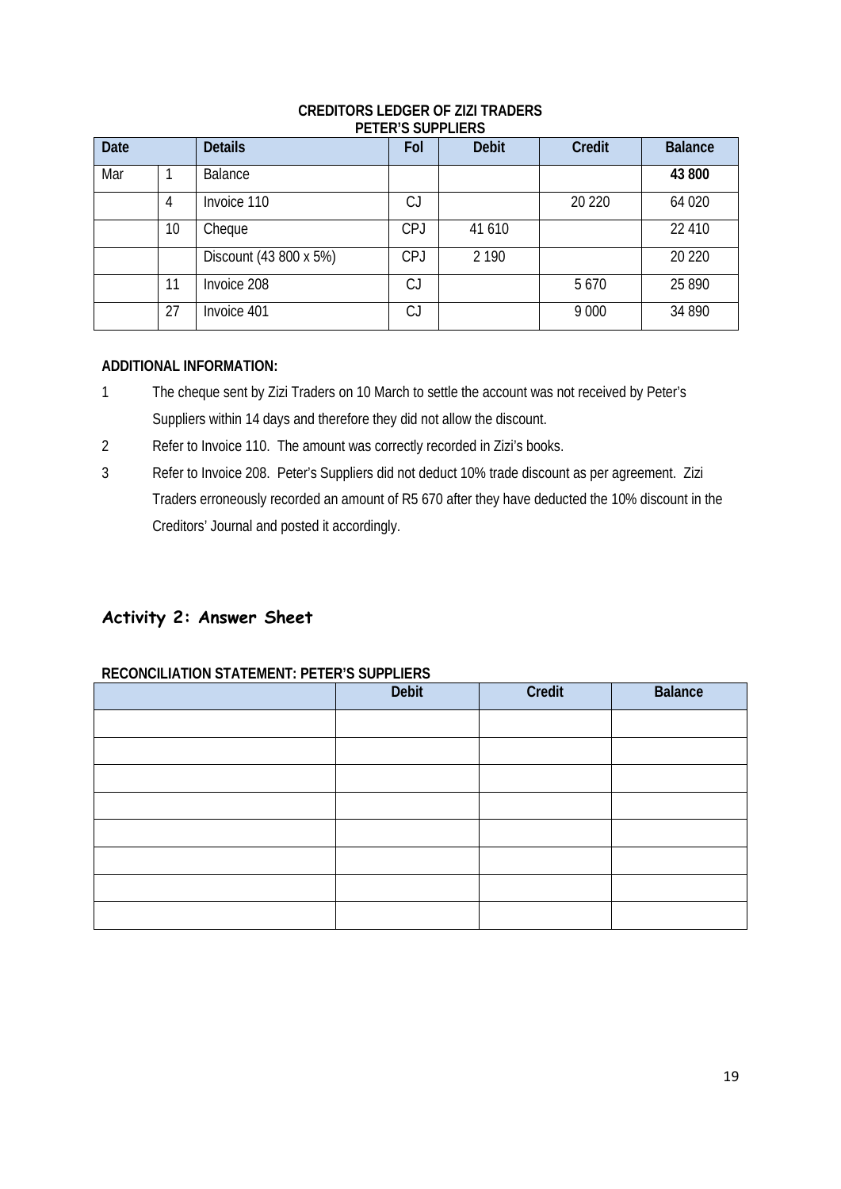**CREDITORS LEDGER OF ZIZI TRADERS**
**PETER'S SUPPLIERS**

| Date | | Details | Fol | Debit | Credit | Balance |
|---|---|---|---|---|---|---|
| Mar | 1 | Balance | | | | **43 800** |
| | 4 | Invoice 110 | CJ | | 20 220 | 64 020 |
| | 10 | Cheque | CPJ | 41 610 | | 22 410 |
| | | Discount (43 800 x 5%) | CPJ | 2 190 | | 20 220 |
| | 11 | Invoice 208 | CJ | | 5 670 | 25 890 |
| | 27 | Invoice 401 | CJ | | 9 000 | 34 890 |

**ADDITIONAL INFORMATION:**

1. The cheque sent by Zizi Traders on 10 March to settle the account was not received by Peter's Suppliers within 14 days and therefore they did not allow the discount.
2. Refer to Invoice 110. The amount was correctly recorded in Zizi's books.
3. Refer to Invoice 208. Peter's Suppliers did not deduct 10% trade discount as per agreement. Zizi Traders erroneously recorded an amount of R5 670 after they have deducted the 10% discount in the Creditors' Journal and posted it accordingly.

## Activity 2: Answer Sheet

**RECONCILIATION STATEMENT: PETER'S SUPPLIERS**

| | Debit | Credit | Balance |
|---|---|---|---|
| | | | |
| | | | |
| | | | |
| | | | |
| | | | |
| | | | |
| | | | |
| | | | |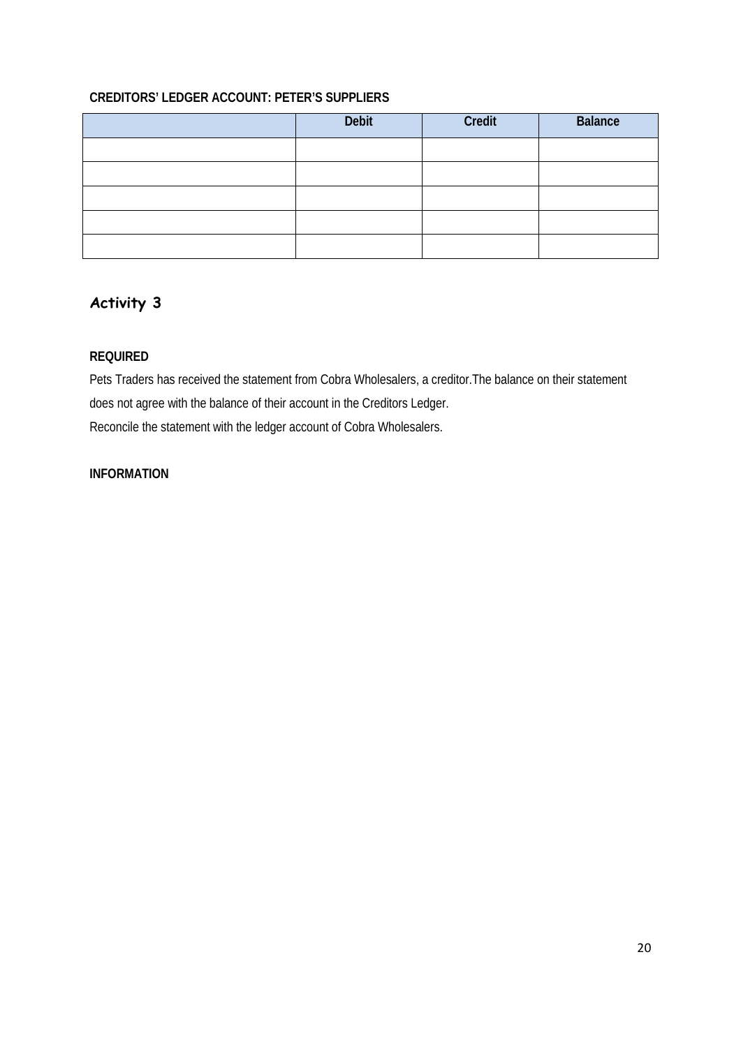**CREDITORS' LEDGER ACCOUNT: PETER'S SUPPLIERS**

| | Debit | Credit | Balance |
|---|---|---|---|
| | | | |
| | | | |
| | | | |
| | | | |
| | | | |

## Activity 3

**REQUIRED**

Pets Traders has received the statement from Cobra Wholesalers, a creditor.The balance on their statement does not agree with the balance of their account in the Creditors Ledger.

Reconcile the statement with the ledger account of Cobra Wholesalers.

**INFORMATION**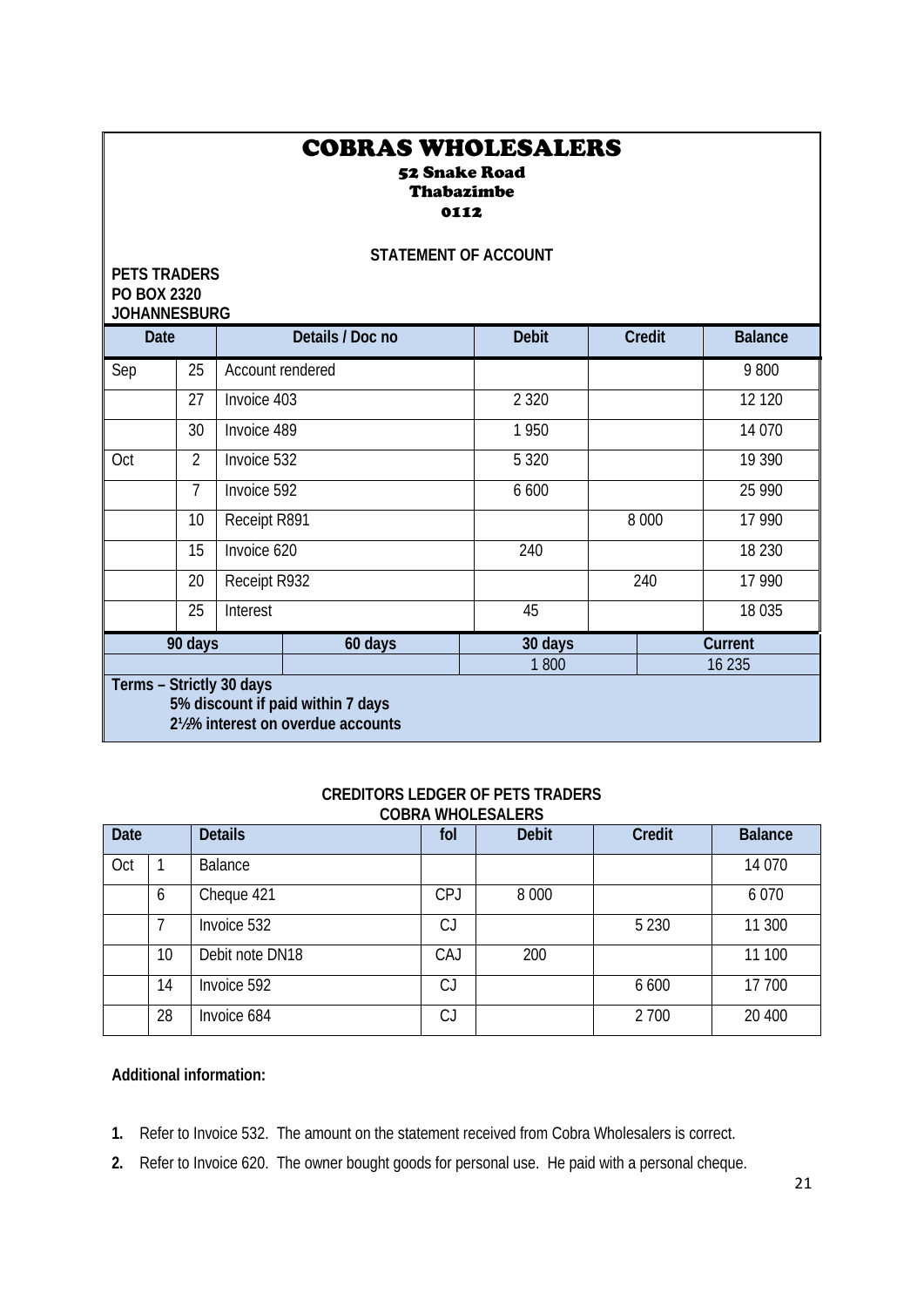# COBRAS WHOLESALERS

**52 Snake Road**
**Thabazimbe**
**0112**

**STATEMENT OF ACCOUNT**

**PETS TRADERS**
**PO BOX 2320**
**JOHANNESBURG**

| Date | | Details / Doc no | Debit | Credit | Balance |
|---|---|---|---|---|---|
| Sep | 25 | Account rendered | | | 9 800 |
| | 27 | Invoice 403 | 2 320 | | 12 120 |
| | 30 | Invoice 489 | 1 950 | | 14 070 |
| Oct | 2 | Invoice 532 | 5 320 | | 19 390 |
| | 7 | Invoice 592 | 6 600 | | 25 990 |
| | 10 | Receipt R891 | | 8 000 | 17 990 |
| | 15 | Invoice 620 | 240 | | 18 230 |
| | 20 | Receipt R932 | | 240 | 17 990 |
| | 25 | Interest | 45 | | 18 035 |

| 90 days | 60 days | 30 days | Current |
|---|---|---|---|
| | | 1 800 | 16 235 |

**Terms – Strictly 30 days**
**5% discount if paid within 7 days**
**2½% interest on overdue accounts**

**CREDITORS LEDGER OF PETS TRADERS**
**COBRA WHOLESALERS**

| Date | | Details | fol | Debit | Credit | Balance |
|---|---|---|---|---|---|---|
| Oct | 1 | Balance | | | | 14 070 |
| | 6 | Cheque 421 | CPJ | 8 000 | | 6 070 |
| | 7 | Invoice 532 | CJ | | 5 230 | 11 300 |
| | 10 | Debit note DN18 | CAJ | 200 | | 11 100 |
| | 14 | Invoice 592 | CJ | | 6 600 | 17 700 |
| | 28 | Invoice 684 | CJ | | 2 700 | 20 400 |

**Additional information:**

1. Refer to Invoice 532. The amount on the statement received from Cobra Wholesalers is correct.
2. Refer to Invoice 620. The owner bought goods for personal use. He paid with a personal cheque.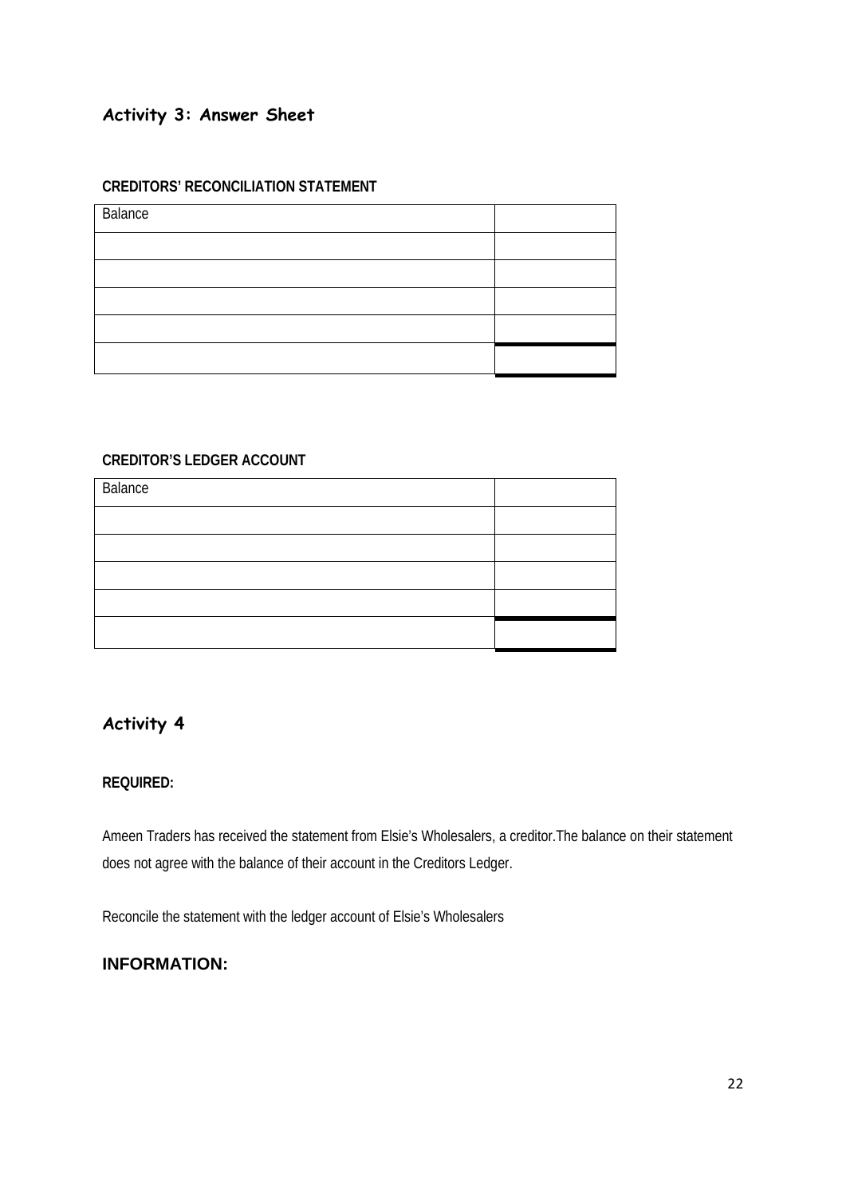## Activity 3: Answer Sheet

**CREDITORS' RECONCILIATION STATEMENT**

| Balance | |
|---|---|
| | |
| | |
| | |
| | |
| | |

**CREDITOR'S LEDGER ACCOUNT**

| Balance | |
|---|---|
| | |
| | |
| | |
| | |
| | |

## Activity 4

**REQUIRED:**

Ameen Traders has received the statement from Elsie's Wholesalers, a creditor.The balance on their statement does not agree with the balance of their account in the Creditors Ledger.

Reconcile the statement with the ledger account of Elsie's Wholesalers

### INFORMATION: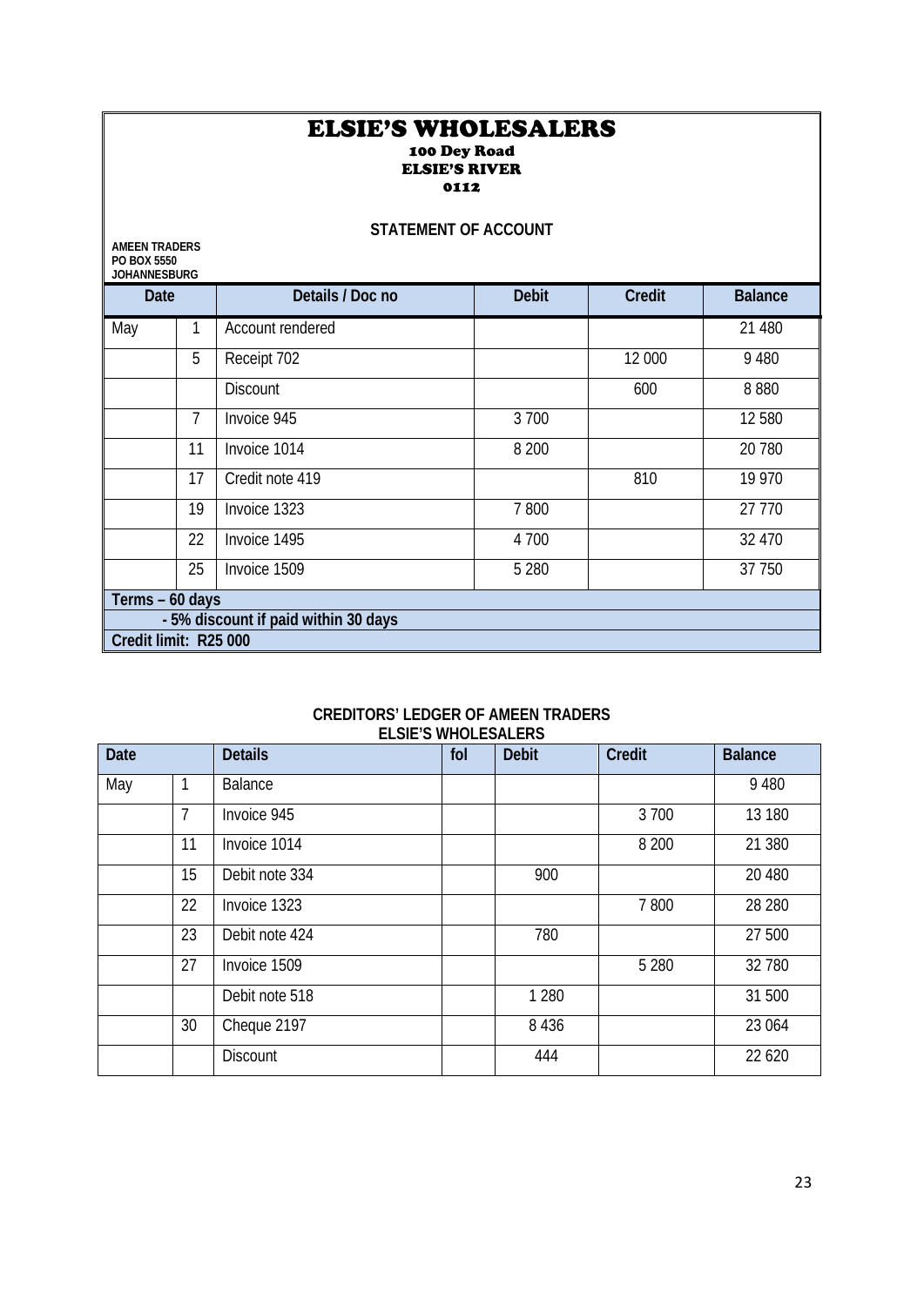# ELSIE'S WHOLESALERS

**100 Dey Road**
**ELSIE'S RIVER**
**0112**

## STATEMENT OF ACCOUNT

**AMEEN TRADERS**
**PO BOX 5550**
**JOHANNESBURG**

| Date | | Details / Doc no | Debit | Credit | Balance |
|---|---|---|---|---|---|
| May | 1 | Account rendered | | | 21 480 |
| | 5 | Receipt 702 | | 12 000 | 9 480 |
| | | Discount | | 600 | 8 880 |
| | 7 | Invoice 945 | 3 700 | | 12 580 |
| | 11 | Invoice 1014 | 8 200 | | 20 780 |
| | 17 | Credit note 419 | | 810 | 19 970 |
| | 19 | Invoice 1323 | 7 800 | | 27 770 |
| | 22 | Invoice 1495 | 4 700 | | 32 470 |
| | 25 | Invoice 1509 | 5 280 | | 37 750 |

**Terms – 60 days**
**- 5% discount if paid within 30 days**
**Credit limit: R25 000**

### CREDITORS' LEDGER OF AMEEN TRADERS
### ELSIE'S WHOLESALERS

| Date | | Details | fol | Debit | Credit | Balance |
|---|---|---|---|---|---|---|
| May | 1 | Balance | | | | 9 480 |
| | 7 | Invoice 945 | | | 3 700 | 13 180 |
| | 11 | Invoice 1014 | | | 8 200 | 21 380 |
| | 15 | Debit note 334 | | 900 | | 20 480 |
| | 22 | Invoice 1323 | | | 7 800 | 28 280 |
| | 23 | Debit note 424 | | 780 | | 27 500 |
| | 27 | Invoice 1509 | | | 5 280 | 32 780 |
| | | Debit note 518 | | 1 280 | | 31 500 |
| | 30 | Cheque 2197 | | 8 436 | | 23 064 |
| | | Discount | | 444 | | 22 620 |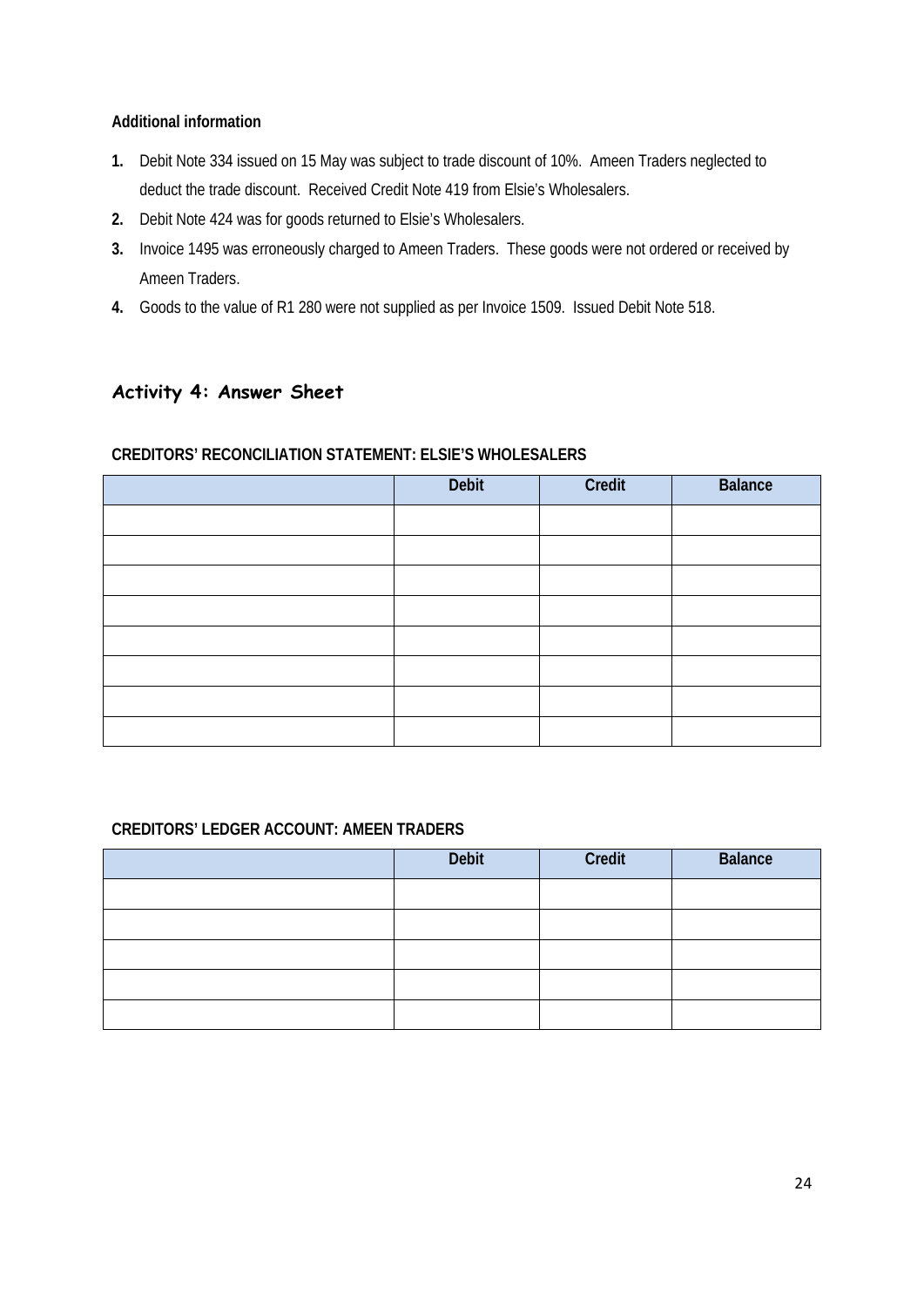**Additional information**

1. Debit Note 334 issued on 15 May was subject to trade discount of 10%. Ameen Traders neglected to deduct the trade discount. Received Credit Note 419 from Elsie's Wholesalers.
2. Debit Note 424 was for goods returned to Elsie's Wholesalers.
3. Invoice 1495 was erroneously charged to Ameen Traders. These goods were not ordered or received by Ameen Traders.
4. Goods to the value of R1 280 were not supplied as per Invoice 1509. Issued Debit Note 518.

## Activity 4: Answer Sheet

**CREDITORS' RECONCILIATION STATEMENT: ELSIE'S WHOLESALERS**

| | Debit | Credit | Balance |
|---|---|---|---|
| | | | |
| | | | |
| | | | |
| | | | |
| | | | |
| | | | |
| | | | |
| | | | |

**CREDITORS' LEDGER ACCOUNT: AMEEN TRADERS**

| | Debit | Credit | Balance |
|---|---|---|---|
| | | | |
| | | | |
| | | | |
| | | | |
| | | | |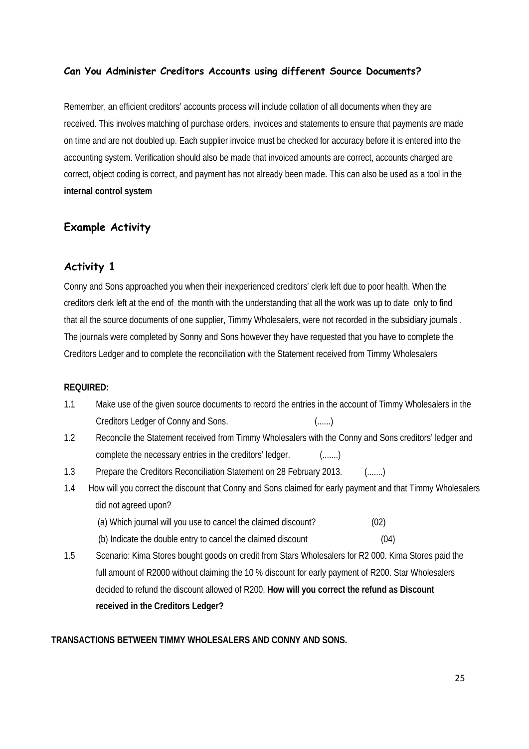### Can You Administer Creditors Accounts using different Source Documents?

Remember, an efficient creditors' accounts process will include collation of all documents when they are received. This involves matching of purchase orders, invoices and statements to ensure that payments are made on time and are not doubled up. Each supplier invoice must be checked for accuracy before it is entered into the accounting system. Verification should also be made that invoiced amounts are correct, accounts charged are correct, object coding is correct, and payment has not already been made. This can also be used as a tool in the **internal control system**

## Example Activity

## Activity 1

Conny and Sons approached you when their inexperienced creditors' clerk left due to poor health. When the creditors clerk left at the end of the month with the understanding that all the work was up to date only to find that all the source documents of one supplier, Timmy Wholesalers, were not recorded in the subsidiary journals . The journals were completed by Sonny and Sons however they have requested that you have to complete the Creditors Ledger and to complete the reconciliation with the Statement received from Timmy Wholesalers

**REQUIRED:**

1.1 Make use of the given source documents to record the entries in the account of Timmy Wholesalers in the Creditors Ledger of Conny and Sons. (......)

1.2 Reconcile the Statement received from Timmy Wholesalers with the Conny and Sons creditors' ledger and complete the necessary entries in the creditors' ledger. (.......)

1.3 Prepare the Creditors Reconciliation Statement on 28 February 2013. (.......)

1.4 How will you correct the discount that Conny and Sons claimed for early payment and that Timmy Wholesalers did not agreed upon?

(a) Which journal will you use to cancel the claimed discount? (02)

(b) Indicate the double entry to cancel the claimed discount (04)

1.5 Scenario: Kima Stores bought goods on credit from Stars Wholesalers for R2 000. Kima Stores paid the full amount of R2000 without claiming the 10 % discount for early payment of R200. Star Wholesalers decided to refund the discount allowed of R200. **How will you correct the refund as Discount received in the Creditors Ledger?**

**TRANSACTIONS BETWEEN TIMMY WHOLESALERS AND CONNY AND SONS.**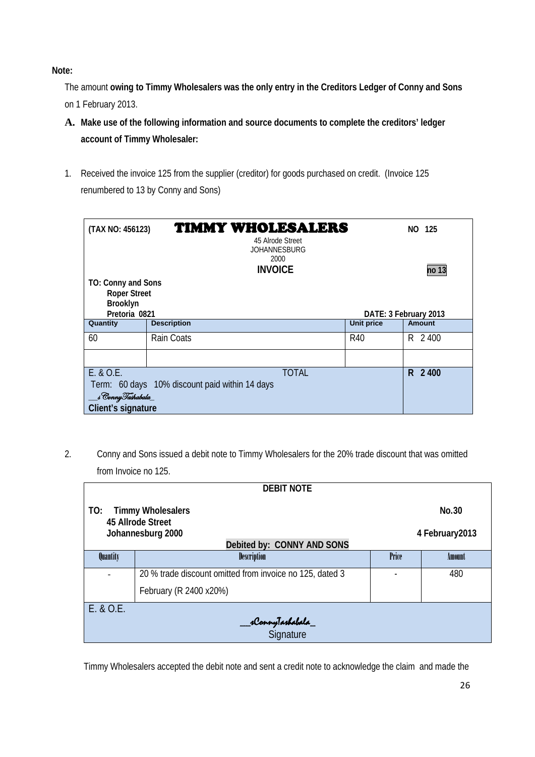**Note:**

The amount **owing to Timmy Wholesalers was the only entry in the Creditors Ledger of Conny and Sons** on 1 February 2013.

**A. Make use of the following information and source documents to complete the creditors' ledger account of Timmy Wholesaler:**

1. Received the invoice 125 from the supplier (creditor) for goods purchased on credit. (Invoice 125 renumbered to 13 by Conny and Sons)

| (TAX NO: 456123) | **TIMMY WHOLESALERS** 45 Alrode Street JOHANNESBURG 2000 **INVOICE** | | **NO 125** **no 13** |
|---|---|---|---|
| **TO: Conny and Sons Roper Street Brooklyn Pretoria 0821** | | **DATE: 3 February 2013** | |
| **Quantity** | **Description** | **Unit price** | **Amount** |
| 60 | Rain Coats | R40 | R 2 400 |
| | | | |
| E. & O.E. Term: 60 days 10% discount paid within 14 days __sConnyTashabala_ **Client's signature** | TOTAL | | **R 2 400** |

2. Conny and Sons issued a debit note to Timmy Wholesalers for the 20% trade discount that was omitted from Invoice no 125.

| **DEBIT NOTE** | | | |
|---|---|---|---|
| **TO: Timmy Wholesalers 45 Allrode Street Johannesburg 2000** | **Debited by: CONNY AND SONS** | | **No.30** **4 February2013** |
| **Quantity** | **Description** | **Price** | **Amount** |
| - | 20 % trade discount omitted from invoice no 125, dated 3 February (R 2400 x20%) | - | 480 |
| E. & O.E. | __sConnyTashabala_ Signature | | |

Timmy Wholesalers accepted the debit note and sent a credit note to acknowledge the claim and made the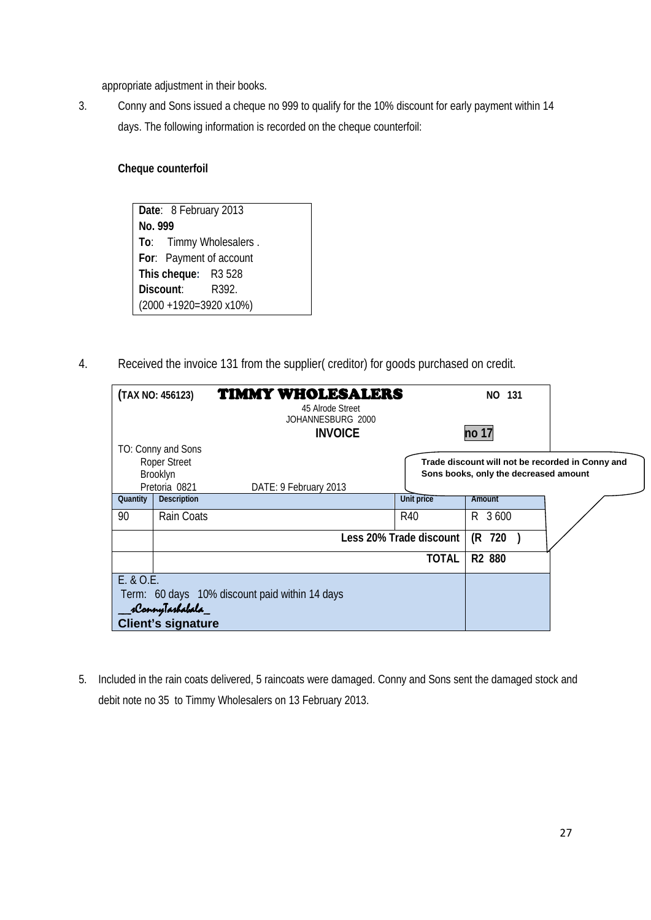appropriate adjustment in their books.

3. Conny and Sons issued a cheque no 999 to qualify for the 10% discount for early payment within 14 days. The following information is recorded on the cheque counterfoil:

**Cheque counterfoil**

| **Date**: 8 February 2013 |
|---|
| **No. 999** |
| **To**: Timmy Wholesalers . |
| **For**: Payment of account |
| **This cheque:** R3 528 |
| **Discount**: R392. |
| (2000 +1920=3920 x10%) |

4. Received the invoice 131 from the supplier( creditor) for goods purchased on credit.

**(TAX NO: 456123) TIMMY WHOLESALERS** NO 131

45 Alrode Street
JOHANNESBURG 2000

**INVOICE** **no 17**

TO: Conny and Sons
Roper Street
Brooklyn
Pretoria 0821 DATE: 9 February 2013

| Quantity | Description | Unit price | Amount |
|---|---|---|---|
| 90 | Rain Coats | R40 | R 3 600 |
| | **Less 20% Trade discount** | | **(R 720 )** |
| | **TOTAL** | | **R2 880** |

E. & O.E.
Term: 60 days 10% discount paid within 14 days
__sConnyTashabala_
**Client's signature**

**Trade discount will not be recorded in Conny and Sons books, only the decreased amount**

5. Included in the rain coats delivered, 5 raincoats were damaged. Conny and Sons sent the damaged stock and debit note no 35 to Timmy Wholesalers on 13 February 2013.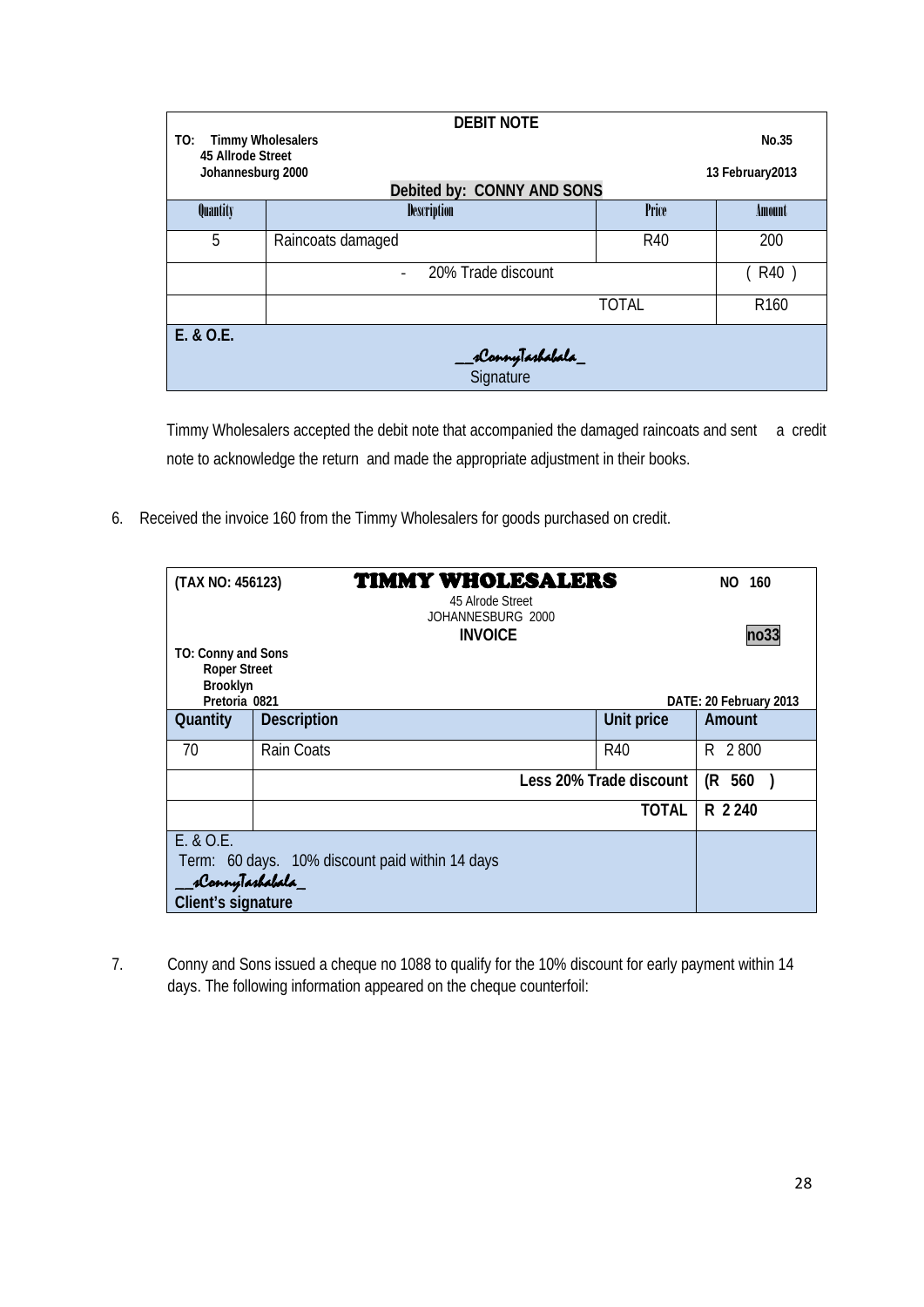**DEBIT NOTE**

TO: Timmy Wholesalers
45 Allrode Street
Johannesburg 2000

No.35

13 February2013

**Debited by: CONNY AND SONS**

| Quantity | Description | Price | Amount |
|---|---|---|---|
| 5 | Raincoats damaged | R40 | 200 |
| | - 20% Trade discount | | ( R40 ) |
| | | TOTAL | R160 |

E. & O.E.

__sConnyTashabala_
Signature

Timmy Wholesalers accepted the debit note that accompanied the damaged raincoats and sent a credit note to acknowledge the return and made the appropriate adjustment in their books.

6. Received the invoice 160 from the Timmy Wholesalers for goods purchased on credit.

(TAX NO: 456123)

**TIMMY WHOLESALERS**

NO 160

45 Alrode Street
JOHANNESBURG 2000

**INVOICE**

**no33**

TO: Conny and Sons
Roper Street
Brooklyn
Pretoria 0821

DATE: 20 February 2013

| Quantity | Description | Unit price | Amount |
|---|---|---|---|
| 70 | Rain Coats | R40 | R 2 800 |
| | Less 20% Trade discount | | (R 560 ) |
| | TOTAL | | R 2 240 |

E. & O.E.
Term: 60 days. 10% discount paid within 14 days
__sConnyTashabala_
**Client's signature**

7. Conny and Sons issued a cheque no 1088 to qualify for the 10% discount for early payment within 14 days. The following information appeared on the cheque counterfoil: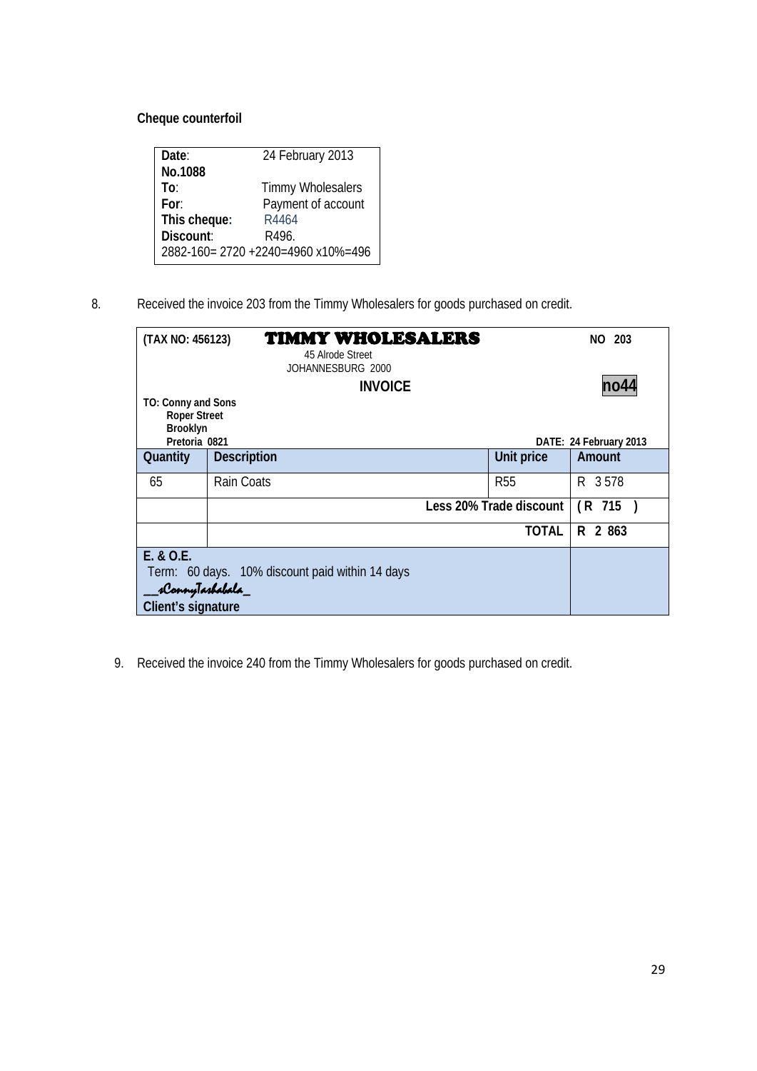**Cheque counterfoil**

| **Date**: | 24 February 2013 |
|---|---|
| **No.1088** | |
| **To**: | Timmy Wholesalers |
| **For**: | Payment of account |
| **This cheque:** | R4464 |
| **Discount**: | R496. |
| 2882-160= 2720 +2240=4960 x10%=496 | |

8. Received the invoice 203 from the Timmy Wholesalers for goods purchased on credit.

**(TAX NO: 456123)** **TIMMY WHOLESALERS** **NO 203**

45 Alrode Street
JOHANNESBURG 2000

**INVOICE** **no44**

**TO: Conny and Sons**
**Roper Street**
**Brooklyn**
**Pretoria 0821**

**DATE: 24 February 2013**

| Quantity | Description | Unit price | Amount |
|---|---|---|---|
| 65 | Rain Coats | R55 | R 3 578 |
| | **Less 20% Trade discount** | | **( R 715 )** |
| | **TOTAL** | | **R 2 863** |

**E. & O.E.**
Term: 60 days. 10% discount paid within 14 days
__sConnyTashabala_
**Client's signature**

9. Received the invoice 240 from the Timmy Wholesalers for goods purchased on credit.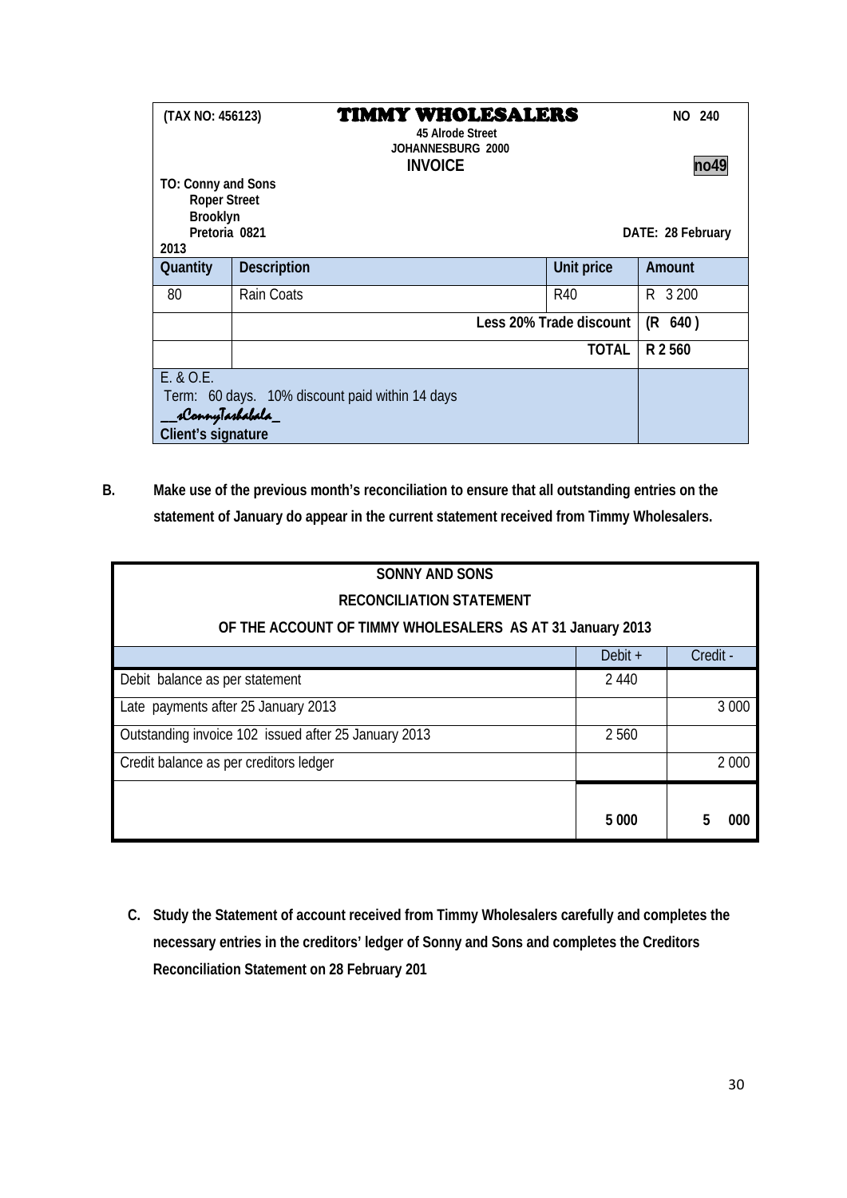| (TAX NO: 456123) | **TIMMY WHOLESALERS**<br>45 Alrode Street<br>JOHANNESBURG 2000<br>**INVOICE** | | NO 240<br><br>no49 |
|---|---|---|---|
| TO: Conny and Sons<br>Roper Street<br>Brooklyn<br>Pretoria 0821<br>2013 | | | DATE: 28 February |
| **Quantity** | **Description** | **Unit price** | **Amount** |
| 80 | Rain Coats | R40 | R 3 200 |
| | Less 20% Trade discount | | (R 640 ) |
| | TOTAL | | R 2 560 |
| E. & O.E.<br>Term: 60 days. 10% discount paid within 14 days<br>__sConnyTashabala_<br>**Client's signature** | | | |

**B. Make use of the previous month's reconciliation to ensure that all outstanding entries on the statement of January do appear in the current statement received from Timmy Wholesalers.**

| SONNY AND SONS<br>RECONCILIATION STATEMENT<br>OF THE ACCOUNT OF TIMMY WHOLESALERS AS AT 31 January 2013 | | |
|---|---|---|
| | Debit + | Credit - |
| Debit balance as per statement | 2 440 | |
| Late payments after 25 January 2013 | | 3 000 |
| Outstanding invoice 102 issued after 25 January 2013 | 2 560 | |
| Credit balance as per creditors ledger | | 2 000 |
| | **5 000** | **5 000** |

**C. Study the Statement of account received from Timmy Wholesalers carefully and completes the necessary entries in the creditors' ledger of Sonny and Sons and completes the Creditors Reconciliation Statement on 28 February 201**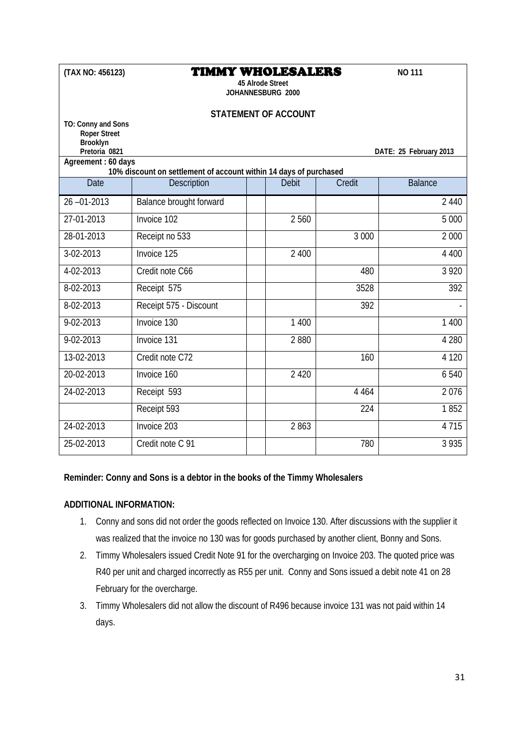**(TAX NO: 456123)** **TIMMY WHOLESALERS** **NO 111**

**45 Alrode Street**
**JOHANNESBURG 2000**

**STATEMENT OF ACCOUNT**

**TO: Conny and Sons**
**Roper Street**
**Brooklyn**
**Pretoria 0821**

**DATE: 25 February 2013**

**Agreement : 60 days**
**10% discount on settlement of account within 14 days of purchased**

| Date | Description | | Debit | Credit | Balance |
|---|---|---|---|---|---|
| 26 –01-2013 | Balance brought forward | | | | 2 440 |
| 27-01-2013 | Invoice 102 | | 2 560 | | 5 000 |
| 28-01-2013 | Receipt no 533 | | | 3 000 | 2 000 |
| 3-02-2013 | Invoice 125 | | 2 400 | | 4 400 |
| 4-02-2013 | Credit note C66 | | | 480 | 3 920 |
| 8-02-2013 | Receipt 575 | | | 3528 | 392 |
| 8-02-2013 | Receipt 575 - Discount | | | 392 | - |
| 9-02-2013 | Invoice 130 | | 1 400 | | 1 400 |
| 9-02-2013 | Invoice 131 | | 2 880 | | 4 280 |
| 13-02-2013 | Credit note C72 | | | 160 | 4 120 |
| 20-02-2013 | Invoice 160 | | 2 420 | | 6 540 |
| 24-02-2013 | Receipt 593 | | | 4 464 | 2 076 |
| | Receipt 593 | | | 224 | 1 852 |
| 24-02-2013 | Invoice 203 | | 2 863 | | 4 715 |
| 25-02-2013 | Credit note C 91 | | | 780 | 3 935 |

**Reminder: Conny and Sons is a debtor in the books of the Timmy Wholesalers**

**ADDITIONAL INFORMATION:**

1. Conny and sons did not order the goods reflected on Invoice 130. After discussions with the supplier it was realized that the invoice no 130 was for goods purchased by another client, Bonny and Sons.
2. Timmy Wholesalers issued Credit Note 91 for the overcharging on Invoice 203. The quoted price was R40 per unit and charged incorrectly as R55 per unit. Conny and Sons issued a debit note 41 on 28 February for the overcharge.
3. Timmy Wholesalers did not allow the discount of R496 because invoice 131 was not paid within 14 days.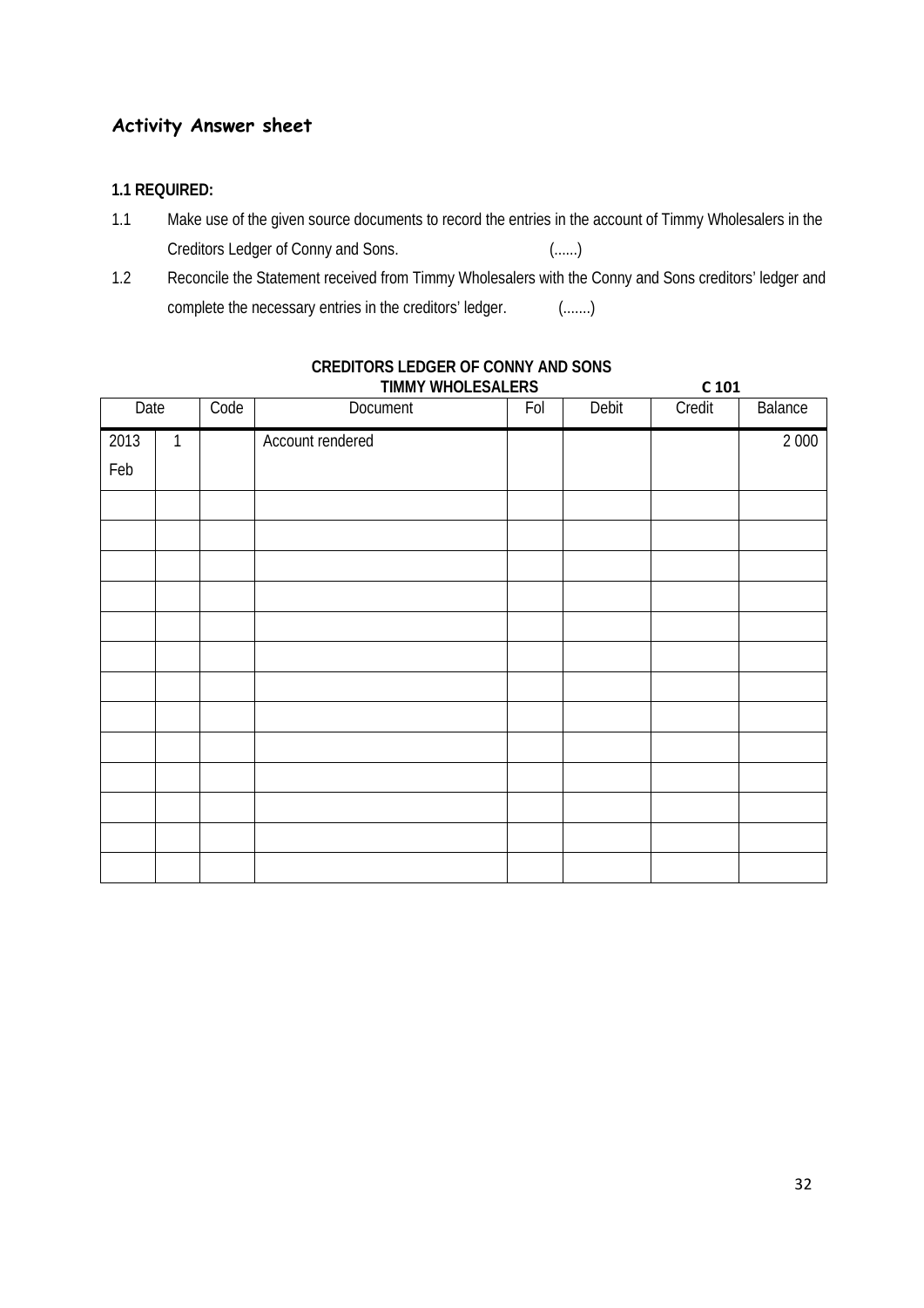## Activity Answer sheet

**1.1 REQUIRED:**

1.1 Make use of the given source documents to record the entries in the account of Timmy Wholesalers in the Creditors Ledger of Conny and Sons. (......)

1.2 Reconcile the Statement received from Timmy Wholesalers with the Conny and Sons creditors' ledger and complete the necessary entries in the creditors' ledger. (.......)

**CREDITORS LEDGER OF CONNY AND SONS**

**TIMMY WHOLESALERS** **C 101**

| Date | | Code | Document | Fol | Debit | Credit | Balance |
|---|---|---|---|---|---|---|---|
| 2013 Feb | 1 | | Account rendered | | | | 2 000 |
| | | | | | | | |
| | | | | | | | |
| | | | | | | | |
| | | | | | | | |
| | | | | | | | |
| | | | | | | | |
| | | | | | | | |
| | | | | | | | |
| | | | | | | | |
| | | | | | | | |
| | | | | | | | |
| | | | | | | | |
| | | | | | | | |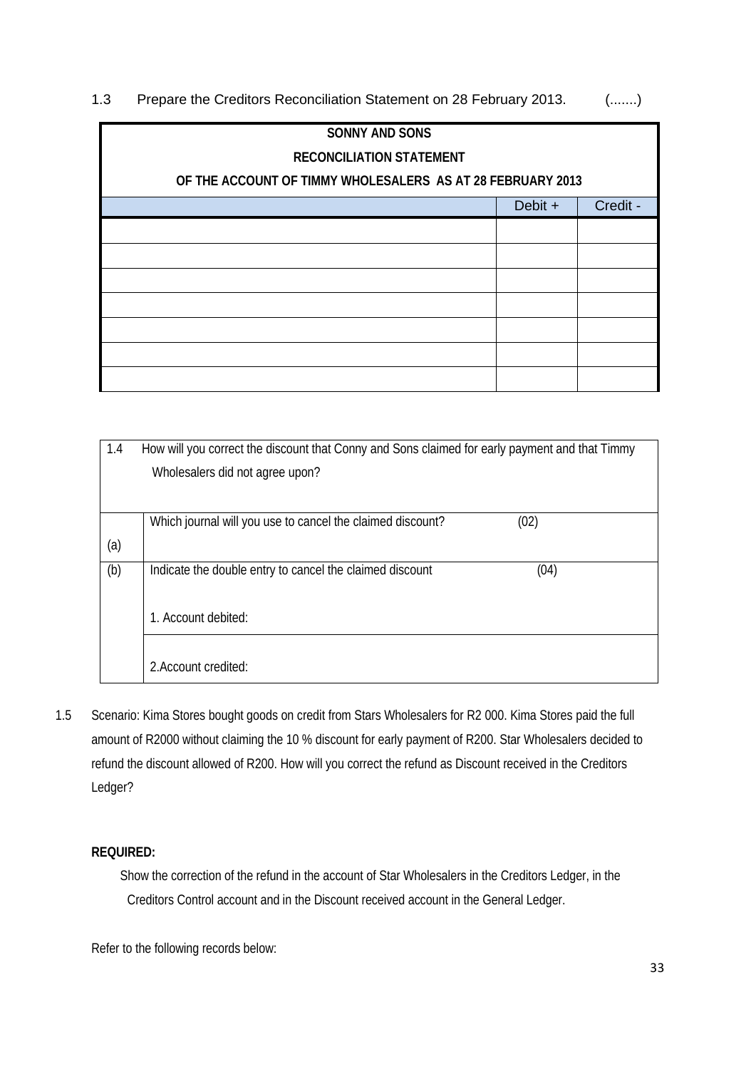1.3 Prepare the Creditors Reconciliation Statement on 28 February 2013. (.......)

| SONNY AND SONS<br>RECONCILIATION STATEMENT<br>OF THE ACCOUNT OF TIMMY WHOLESALERS AS AT 28 FEBRUARY 2013 | | |
|---|---|---|
| | Debit + | Credit - |
| | | |
| | | |
| | | |
| | | |
| | | |
| | | |
| | | |

| 1.4 | How will you correct the discount that Conny and Sons claimed for early payment and that Timmy Wholesalers did not agree upon? |
|---|---|
| (a) | Which journal will you use to cancel the claimed discount? (02) |
| (b) | Indicate the double entry to cancel the claimed discount (04)<br><br>1. Account debited: |
| | 2.Account credited: |

1.5 Scenario: Kima Stores bought goods on credit from Stars Wholesalers for R2 000. Kima Stores paid the full amount of R2000 without claiming the 10 % discount for early payment of R200. Star Wholesalers decided to refund the discount allowed of R200. How will you correct the refund as Discount received in the Creditors Ledger?

**REQUIRED:**

Show the correction of the refund in the account of Star Wholesalers in the Creditors Ledger, in the Creditors Control account and in the Discount received account in the General Ledger.

Refer to the following records below: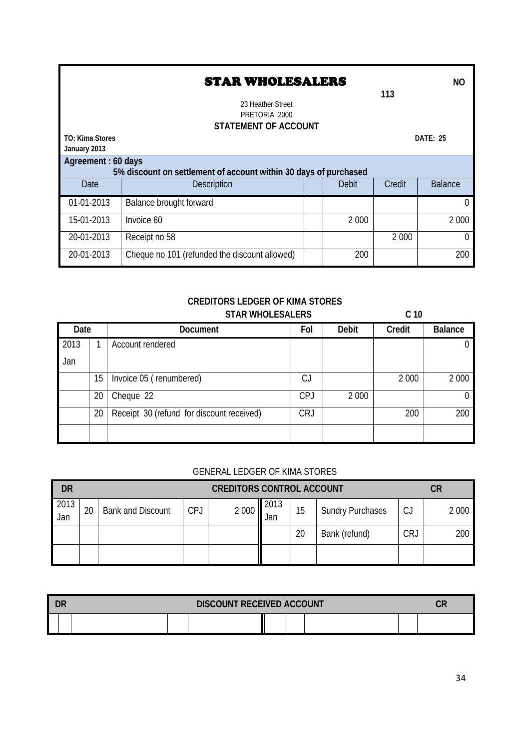## STAR WHOLESALERS

**NO 113**

23 Heather Street
PRETORIA 2000

**STATEMENT OF ACCOUNT**

**TO: Kima Stores** **DATE: 25 January 2013**

**Agreement : 60 days**
**5% discount on settlement of account within 30 days of purchased**

| Date | Description | | Debit | Credit | Balance |
|---|---|---|---|---|---|
| 01-01-2013 | Balance brought forward | | | | 0 |
| 15-01-2013 | Invoice 60 | | 2 000 | | 2 000 |
| 20-01-2013 | Receipt no 58 | | | 2 000 | 0 |
| 20-01-2013 | Cheque no 101 (refunded the discount allowed) | | 200 | | 200 |

**CREDITORS LEDGER OF KIMA STORES**

**STAR WHOLESALERS** **C 10**

| Date | | Document | Fol | Debit | Credit | Balance |
|---|---|---|---|---|---|---|
| 2013 Jan | 1 | Account rendered | | | | 0 |
| | 15 | Invoice 05 ( renumbered) | CJ | | 2 000 | 2 000 |
| | 20 | Cheque 22 | CPJ | 2 000 | | 0 |
| | 20 | Receipt 30 (refund for discount received) | CRJ | | 200 | 200 |
| | | | | | | |

GENERAL LEDGER OF KIMA STORES

| DR | | CREDITORS CONTROL ACCOUNT | | | | | | | CR |
|---|---|---|---|---|---|---|---|---|---|
| 2013 Jan | 20 | Bank and Discount | CPJ | 2 000 | 2013 Jan | 15 | Sundry Purchases | CJ | 2 000 |
| | | | | | | 20 | Bank (refund) | CRJ | 200 |
| | | | | | | | | | |

| DR | | DISCOUNT RECEIVED ACCOUNT | | | | | | | CR |
|---|---|---|---|---|---|---|---|---|---|
| | | | | | | | | | |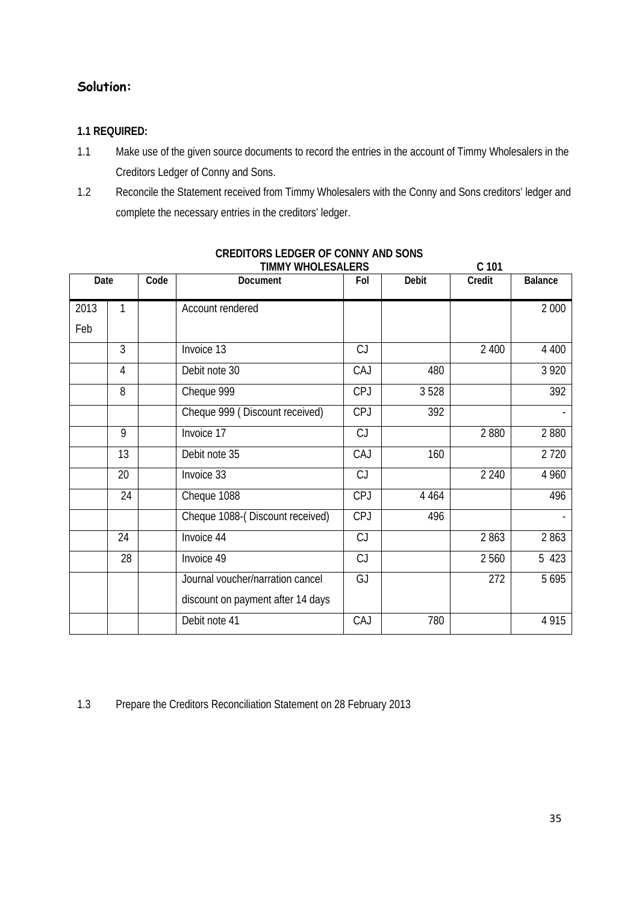## Solution:

### 1.1 REQUIRED:

1.1 Make use of the given source documents to record the entries in the account of Timmy Wholesalers in the Creditors Ledger of Conny and Sons.

1.2 Reconcile the Statement received from Timmy Wholesalers with the Conny and Sons creditors' ledger and complete the necessary entries in the creditors' ledger.

**CREDITORS LEDGER OF CONNY AND SONS**

**TIMMY WHOLESALERS C 101**

| Date | | Code | Document | Fol | Debit | Credit | Balance |
|---|---|---|---|---|---|---|---|
| 2013 Feb | 1 | | Account rendered | | | | 2 000 |
| | 3 | | Invoice 13 | CJ | | 2 400 | 4 400 |
| | 4 | | Debit note 30 | CAJ | 480 | | 3 920 |
| | 8 | | Cheque 999 | CPJ | 3 528 | | 392 |
| | | | Cheque 999 ( Discount received) | CPJ | 392 | | - |
| | 9 | | Invoice 17 | CJ | | 2 880 | 2 880 |
| | 13 | | Debit note 35 | CAJ | 160 | | 2 720 |
| | 20 | | Invoice 33 | CJ | | 2 240 | 4 960 |
| | 24 | | Cheque 1088 | CPJ | 4 464 | | 496 |
| | | | Cheque 1088-( Discount received) | CPJ | 496 | | - |
| | 24 | | Invoice 44 | CJ | | 2 863 | 2 863 |
| | 28 | | Invoice 49 | CJ | | 2 560 | 5 423 |
| | | | Journal voucher/narration cancel discount on payment after 14 days | GJ | | 272 | 5 695 |
| | | | Debit note 41 | CAJ | 780 | | 4 915 |

1.3 Prepare the Creditors Reconciliation Statement on 28 February 2013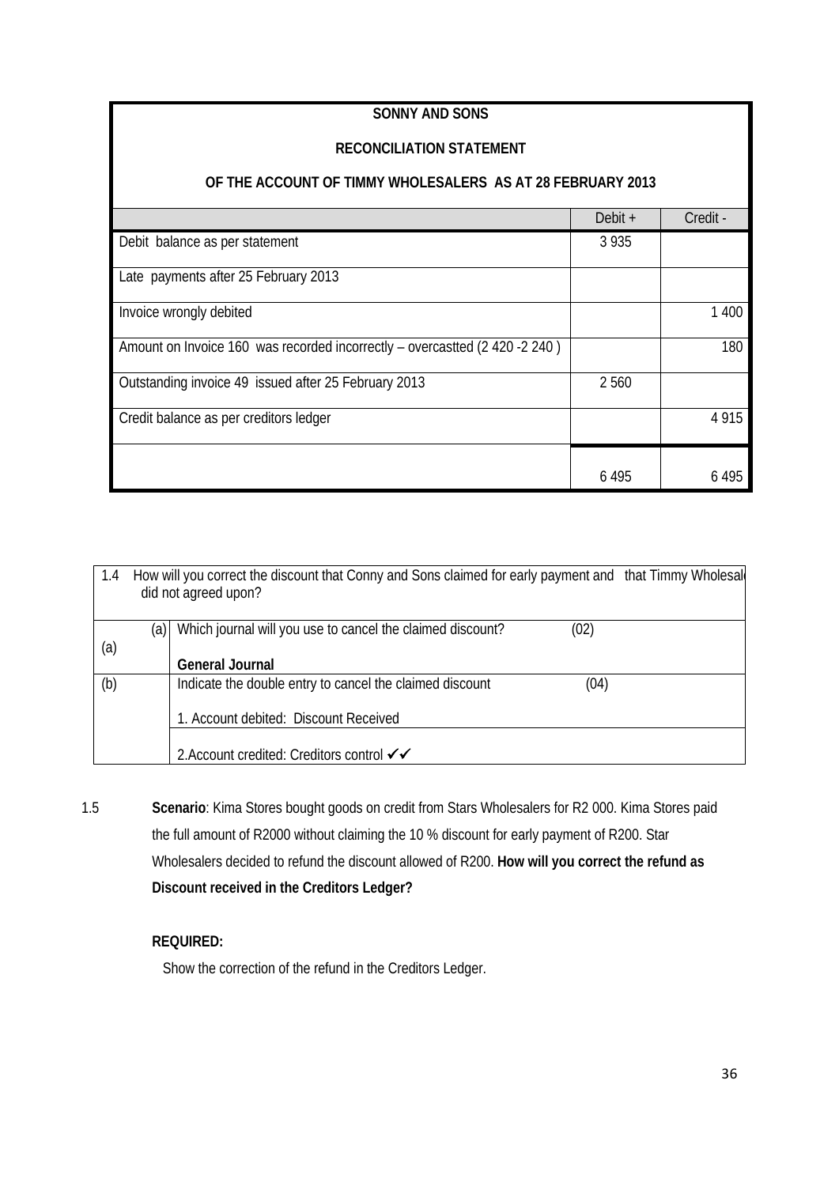| SONNY AND SONS<br>RECONCILIATION STATEMENT<br>OF THE ACCOUNT OF TIMMY WHOLESALERS AS AT 28 FEBRUARY 2013 | | |
|---|---|---|
| | Debit + | Credit - |
| Debit balance as per statement | 3 935 | |
| Late payments after 25 February 2013 | | |
| Invoice wrongly debited | | 1 400 |
| Amount on Invoice 160 was recorded incorrectly – overcastted (2 420 -2 240 ) | | 180 |
| Outstanding invoice 49 issued after 25 February 2013 | 2 560 | |
| Credit balance as per creditors ledger | | 4 915 |
| | 6 495 | 6 495 |

| 1.4 How will you correct the discount that Conny and Sons claimed for early payment and that Timmy Wholesal did not agreed upon? | |
|---|---|
| (a) (a) | Which journal will you use to cancel the claimed discount? (02)<br><br>**General Journal** |
| (b) | Indicate the double entry to cancel the claimed discount (04)<br><br>1. Account debited: Discount Received |
| | 2.Account credited: Creditors control ✔✔ |

1.5 **Scenario**: Kima Stores bought goods on credit from Stars Wholesalers for R2 000. Kima Stores paid the full amount of R2000 without claiming the 10 % discount for early payment of R200. Star Wholesalers decided to refund the discount allowed of R200. **How will you correct the refund as Discount received in the Creditors Ledger?**

**REQUIRED:**

Show the correction of the refund in the Creditors Ledger.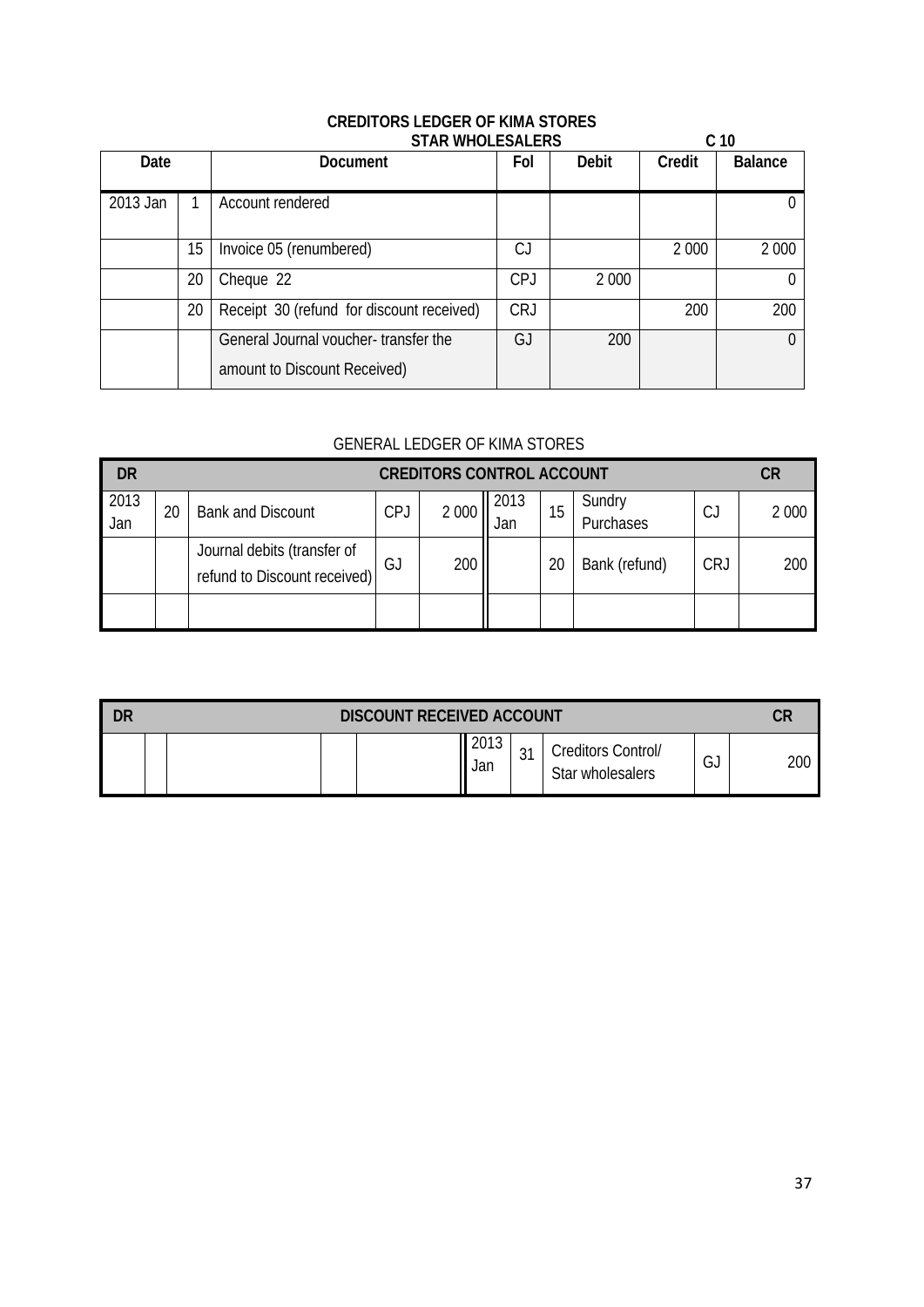## CREDITORS LEDGER OF KIMA STORES

**STAR WHOLESALERS** **C 10**

| Date | | Document | Fol | Debit | Credit | Balance |
|---|---|---|---|---|---|---|
| 2013 Jan | 1 | Account rendered | | | | 0 |
| | 15 | Invoice 05 (renumbered) | CJ | | 2 000 | 2 000 |
| | 20 | Cheque 22 | CPJ | 2 000 | | 0 |
| | 20 | Receipt 30 (refund for discount received) | CRJ | | 200 | 200 |
| | | General Journal voucher- transfer the amount to Discount Received) | GJ | 200 | | 0 |

GENERAL LEDGER OF KIMA STORES

| DR | | CREDITORS CONTROL ACCOUNT | | | | | | | CR |
|---|---|---|---|---|---|---|---|---|---|
| 2013 Jan | 20 | Bank and Discount | CPJ | 2 000 | 2013 Jan | 15 | Sundry Purchases | CJ | 2 000 |
| | | Journal debits (transfer of refund to Discount received) | GJ | 200 | | 20 | Bank (refund) | CRJ | 200 |
| | | | | | | | | | |

| DR | | DISCOUNT RECEIVED ACCOUNT | | | | | | | CR |
|---|---|---|---|---|---|---|---|---|---|
| | | | | | 2013 Jan | 31 | Creditors Control/ Star wholesalers | GJ | 200 |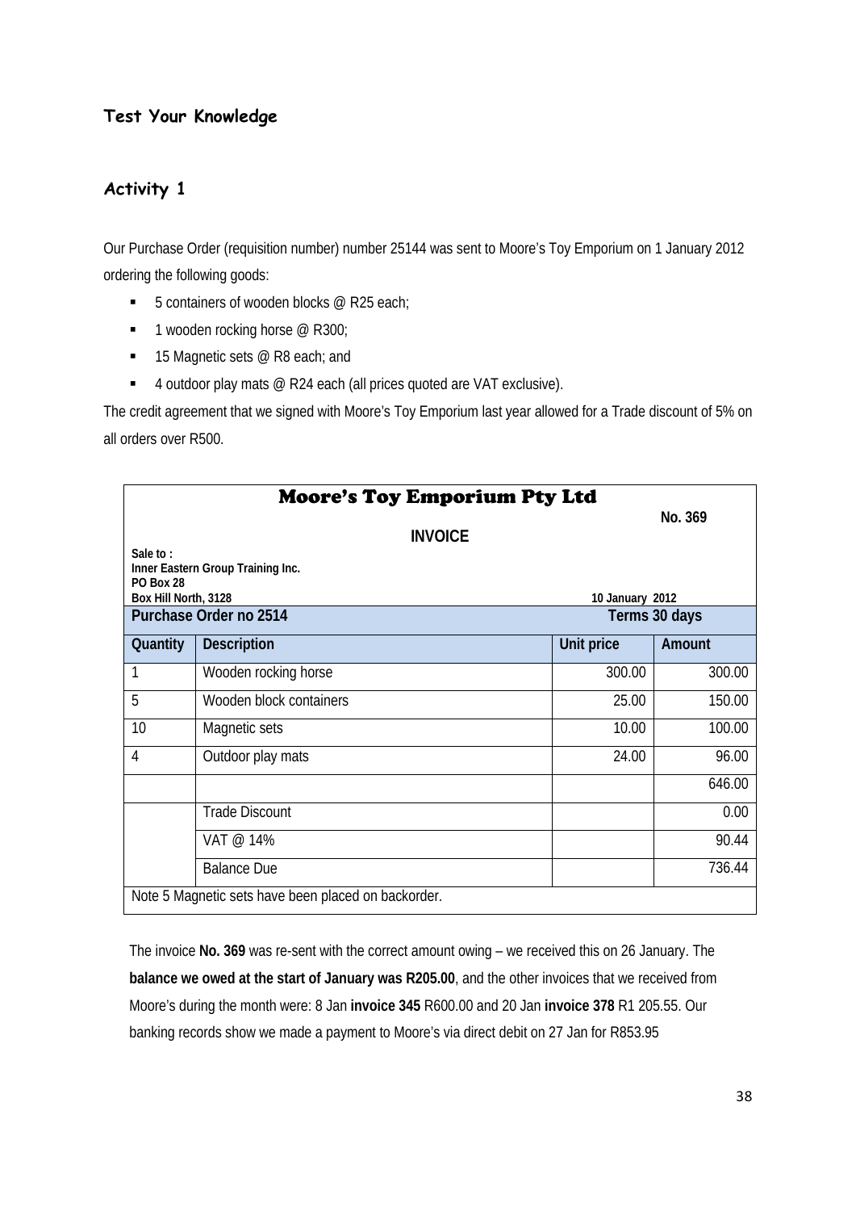## Test Your Knowledge

### Activity 1

Our Purchase Order (requisition number) number 25144 was sent to Moore's Toy Emporium on 1 January 2012 ordering the following goods:

- 5 containers of wooden blocks @ R25 each;
- 1 wooden rocking horse @ R300;
- 15 Magnetic sets @ R8 each; and
- 4 outdoor play mats @ R24 each (all prices quoted are VAT exclusive).

The credit agreement that we signed with Moore's Toy Emporium last year allowed for a Trade discount of 5% on all orders over R500.

**Moore's Toy Emporium Pty Ltd**

**No. 369**

**INVOICE**

**Sale to :**
**Inner Eastern Group Training Inc.**
**PO Box 28**
**Box Hill North, 3128**

**10 January 2012**

| Purchase Order no 2514 | | | Terms 30 days |
|---|---|---|---|
| **Quantity** | **Description** | **Unit price** | **Amount** |
| 1 | Wooden rocking horse | 300.00 | 300.00 |
| 5 | Wooden block containers | 25.00 | 150.00 |
| 10 | Magnetic sets | 10.00 | 100.00 |
| 4 | Outdoor play mats | 24.00 | 96.00 |
| | | | 646.00 |
| | Trade Discount | | 0.00 |
| | VAT @ 14% | | 90.44 |
| | Balance Due | | 736.44 |
| Note 5 Magnetic sets have been placed on backorder. | | | |

The invoice **No. 369** was re-sent with the correct amount owing – we received this on 26 January. The **balance we owed at the start of January was R205.00**, and the other invoices that we received from Moore's during the month were: 8 Jan **invoice 345** R600.00 and 20 Jan **invoice 378** R1 205.55. Our banking records show we made a payment to Moore's via direct debit on 27 Jan for R853.95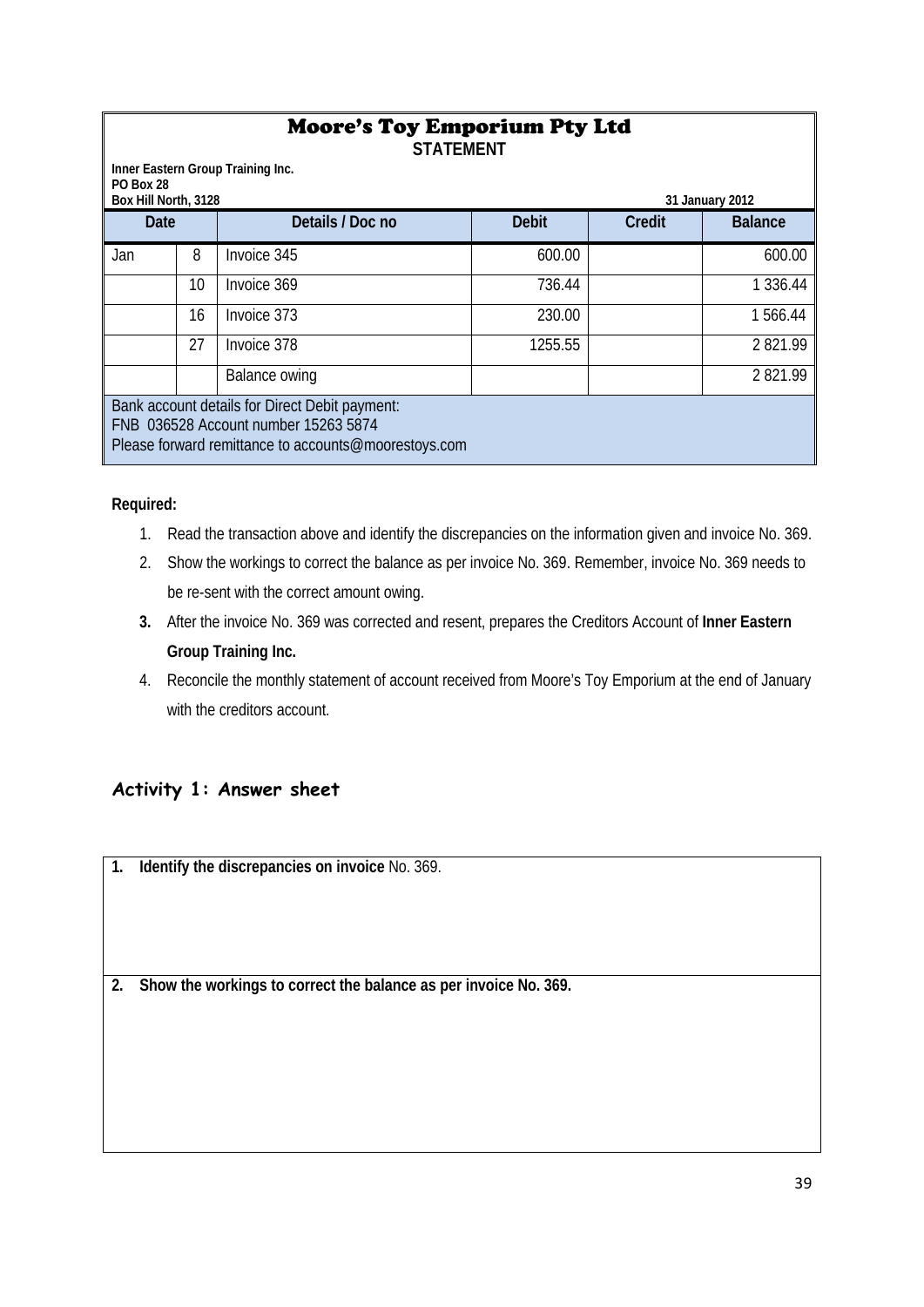# Moore's Toy Emporium Pty Ltd

**STATEMENT**

**Inner Eastern Group Training Inc.**
**PO Box 28**
**Box Hill North, 3128**

**31 January 2012**

| Date | | Details / Doc no | Debit | Credit | Balance |
|---|---|---|---|---|---|
| Jan | 8 | Invoice 345 | 600.00 | | 600.00 |
| | 10 | Invoice 369 | 736.44 | | 1 336.44 |
| | 16 | Invoice 373 | 230.00 | | 1 566.44 |
| | 27 | Invoice 378 | 1255.55 | | 2 821.99 |
| | | Balance owing | | | 2 821.99 |

Bank account details for Direct Debit payment:
FNB 036528 Account number 15263 5874
Please forward remittance to accounts@moorestoys.com

**Required:**

1. Read the transaction above and identify the discrepancies on the information given and invoice No. 369.
2. Show the workings to correct the balance as per invoice No. 369. Remember, invoice No. 369 needs to be re-sent with the correct amount owing.
3. After the invoice No. 369 was corrected and resent, prepares the Creditors Account of **Inner Eastern Group Training Inc.**
4. Reconcile the monthly statement of account received from Moore's Toy Emporium at the end of January with the creditors account.

## Activity 1: Answer sheet

| |
|---|
| **1. Identify the discrepancies on invoice** No. 369. |
| **2. Show the workings to correct the balance as per invoice No. 369.** |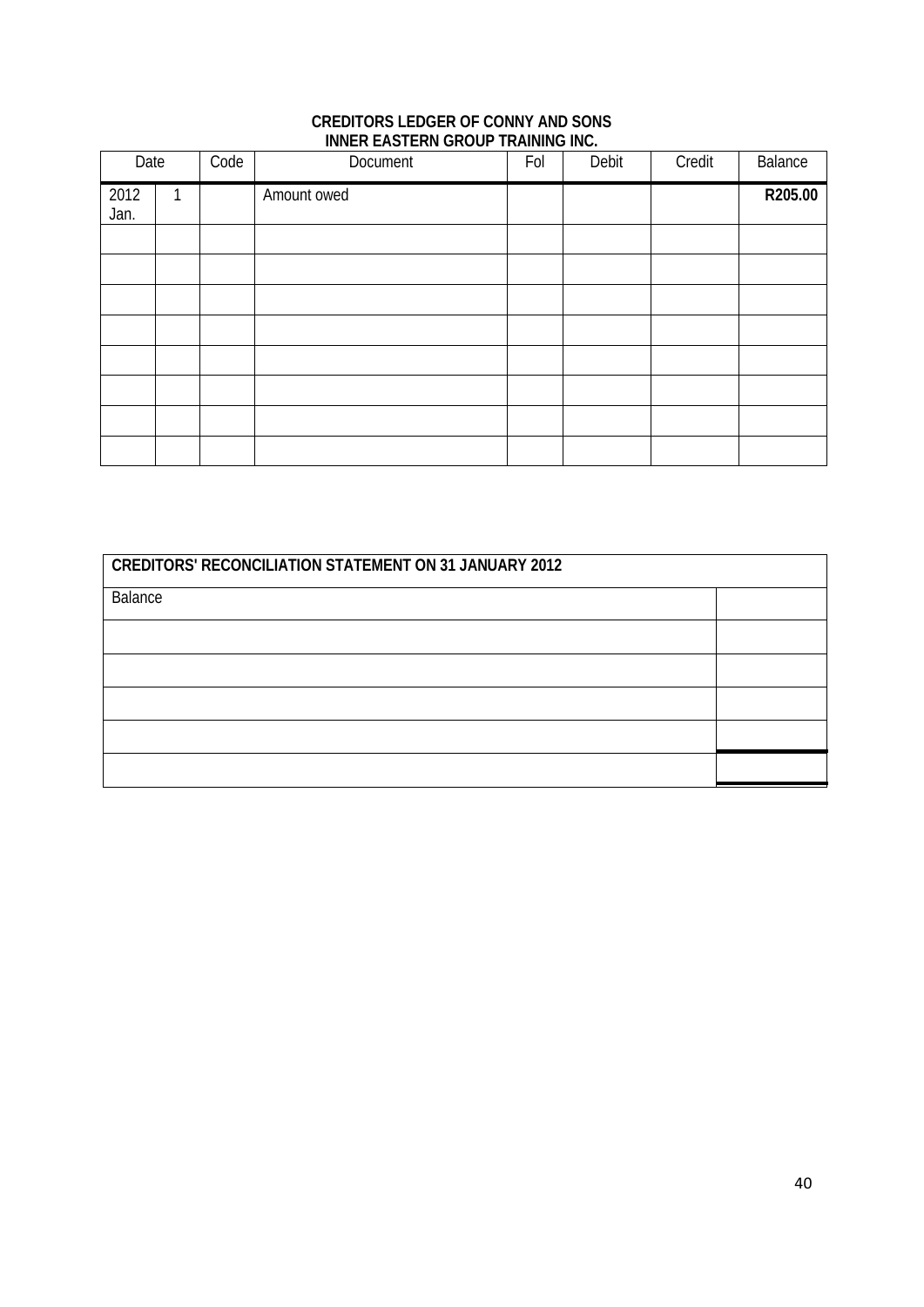**CREDITORS LEDGER OF CONNY AND SONS**
**INNER EASTERN GROUP TRAINING INC.**

| Date | | Code | Document | Fol | Debit | Credit | Balance |
|---|---|---|---|---|---|---|---|
| 2012 Jan. | 1 | | Amount owed | | | | **R205.00** |
| | | | | | | | |
| | | | | | | | |
| | | | | | | | |
| | | | | | | | |
| | | | | | | | |
| | | | | | | | |
| | | | | | | | |
| | | | | | | | |

| CREDITORS' RECONCILIATION STATEMENT ON 31 JANUARY 2012 | |
|---|---|
| Balance | |
| | |
| | |
| | |
| | |
| | |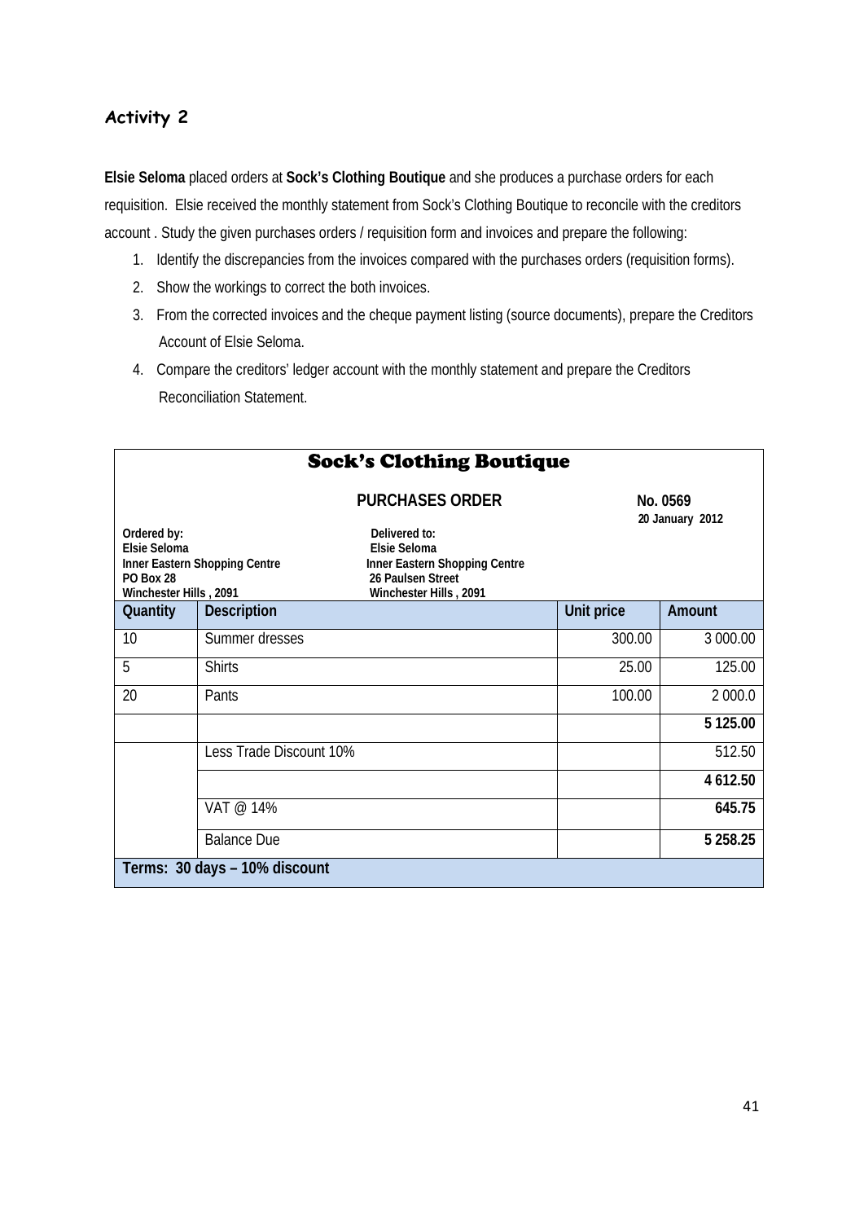## Activity 2

**Elsie Seloma** placed orders at **Sock's Clothing Boutique** and she produces a purchase orders for each requisition. Elsie received the monthly statement from Sock's Clothing Boutique to reconcile with the creditors account . Study the given purchases orders / requisition form and invoices and prepare the following:

1. Identify the discrepancies from the invoices compared with the purchases orders (requisition forms).
2. Show the workings to correct the both invoices.
3. From the corrected invoices and the cheque payment listing (source documents), prepare the Creditors Account of Elsie Seloma.
4. Compare the creditors' ledger account with the monthly statement and prepare the Creditors Reconciliation Statement.

**Sock's Clothing Boutique**

**PURCHASES ORDER** **No. 0569**
**20 January 2012**

**Ordered by:**
**Elsie Seloma**
**Inner Eastern Shopping Centre**
**PO Box 28**
**Winchester Hills , 2091**

**Delivered to:**
**Elsie Seloma**
**Inner Eastern Shopping Centre**
**26 Paulsen Street**
**Winchester Hills , 2091**

| Quantity | Description | Unit price | Amount |
|---|---|---|---|
| 10 | Summer dresses | 300.00 | 3 000.00 |
| 5 | Shirts | 25.00 | 125.00 |
| 20 | Pants | 100.00 | 2 000.0 |
| | | | **5 125.00** |
| | Less Trade Discount 10% | | 512.50 |
| | | | **4 612.50** |
| | VAT @ 14% | | **645.75** |
| | Balance Due | | **5 258.25** |
| **Terms: 30 days – 10% discount** | | | |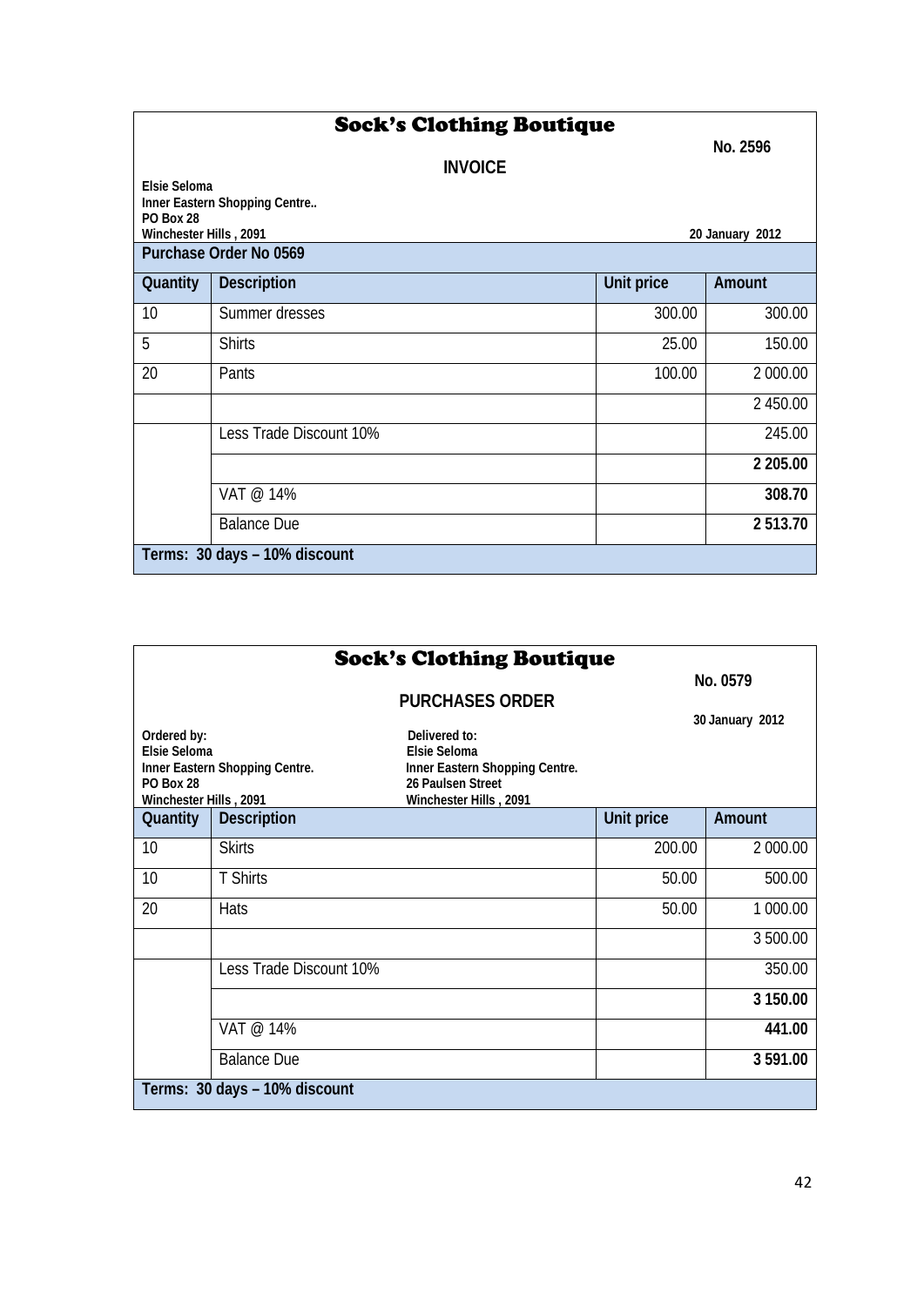## Sock's Clothing Boutique

**No. 2596**

### INVOICE

**Elsie Seloma**
**Inner Eastern Shopping Centre..**
**PO Box 28**
**Winchester Hills , 2091**

**20 January 2012**

**Purchase Order No 0569**

| Quantity | Description | Unit price | Amount |
|---|---|---|---|
| 10 | Summer dresses | 300.00 | 300.00 |
| 5 | Shirts | 25.00 | 150.00 |
| 20 | Pants | 100.00 | 2 000.00 |
| | | | 2 450.00 |
| | Less Trade Discount 10% | | 245.00 |
| | | | **2 205.00** |
| | VAT @ 14% | | **308.70** |
| | Balance Due | | **2 513.70** |

**Terms: 30 days – 10% discount**

## Sock's Clothing Boutique

**No. 0579**

### PURCHASES ORDER

**30 January 2012**

**Ordered by:**
**Elsie Seloma**
**Inner Eastern Shopping Centre.**
**PO Box 28**
**Winchester Hills , 2091**

**Delivered to:**
**Elsie Seloma**
**Inner Eastern Shopping Centre.**
**26 Paulsen Street**
**Winchester Hills , 2091**

| Quantity | Description | Unit price | Amount |
|---|---|---|---|
| 10 | Skirts | 200.00 | 2 000.00 |
| 10 | T Shirts | 50.00 | 500.00 |
| 20 | Hats | 50.00 | 1 000.00 |
| | | | 3 500.00 |
| | Less Trade Discount 10% | | 350.00 |
| | | | **3 150.00** |
| | VAT @ 14% | | **441.00** |
| | Balance Due | | **3 591.00** |

**Terms: 30 days – 10% discount**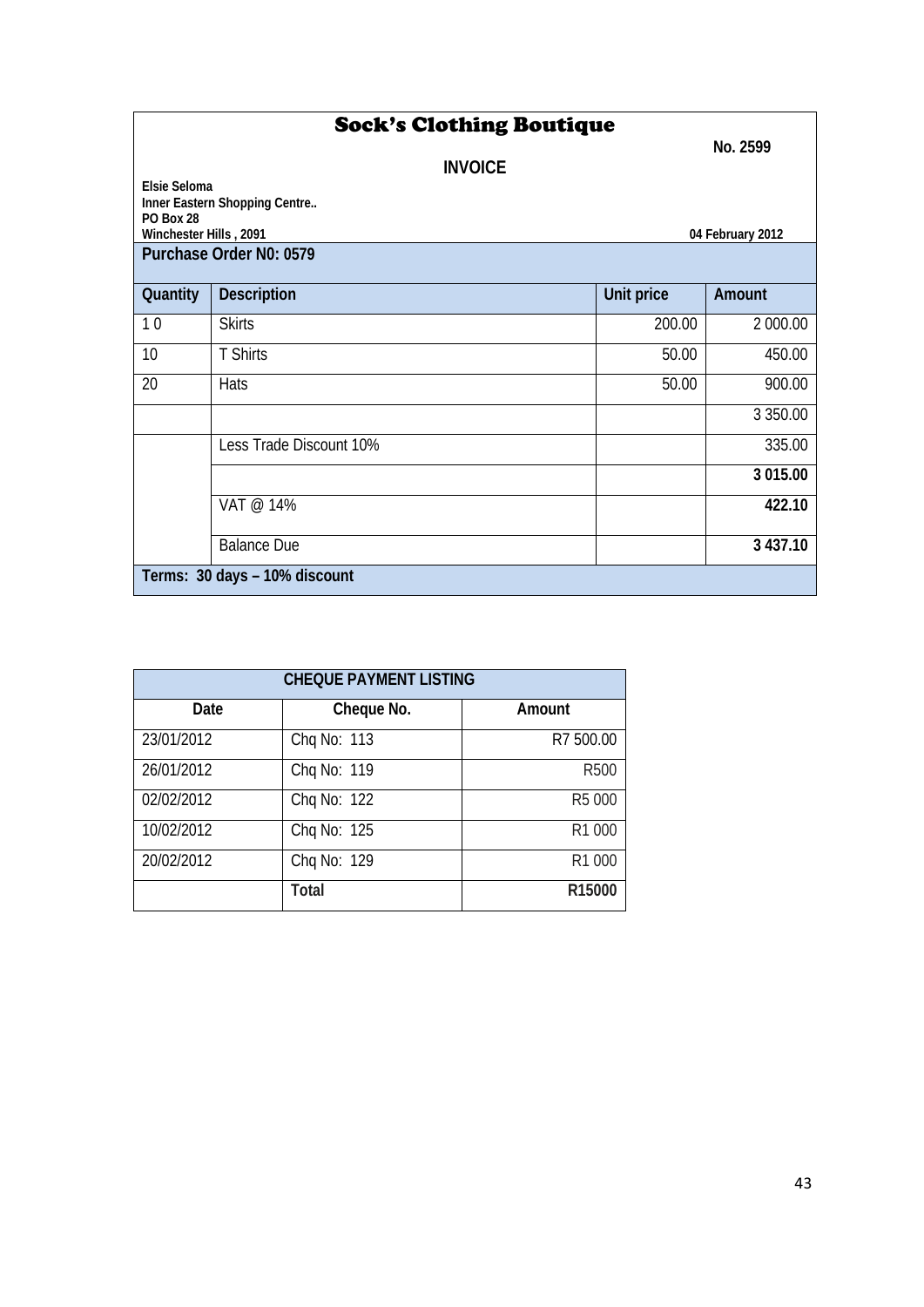# Sock's Clothing Boutique

**No. 2599**

**INVOICE**

**Elsie Seloma**
**Inner Eastern Shopping Centre..**
**PO Box 28**
**Winchester Hills , 2091**

**04 February 2012**

**Purchase Order N0: 0579**

| Quantity | Description | Unit price | Amount |
|---|---|---|---|
| 1 0 | Skirts | 200.00 | 2 000.00 |
| 10 | T Shirts | 50.00 | 450.00 |
| 20 | Hats | 50.00 | 900.00 |
| | | | 3 350.00 |
| | Less Trade Discount 10% | | 335.00 |
| | | | **3 015.00** |
| | VAT @ 14% | | **422.10** |
| | Balance Due | | **3 437.10** |

**Terms: 30 days – 10% discount**

| CHEQUE PAYMENT LISTING | | |
|---|---|---|
| **Date** | **Cheque No.** | **Amount** |
| 23/01/2012 | Chq No: 113 | R7 500.00 |
| 26/01/2012 | Chq No: 119 | R500 |
| 02/02/2012 | Chq No: 122 | R5 000 |
| 10/02/2012 | Chq No: 125 | R1 000 |
| 20/02/2012 | Chq No: 129 | R1 000 |
| | **Total** | **R15000** |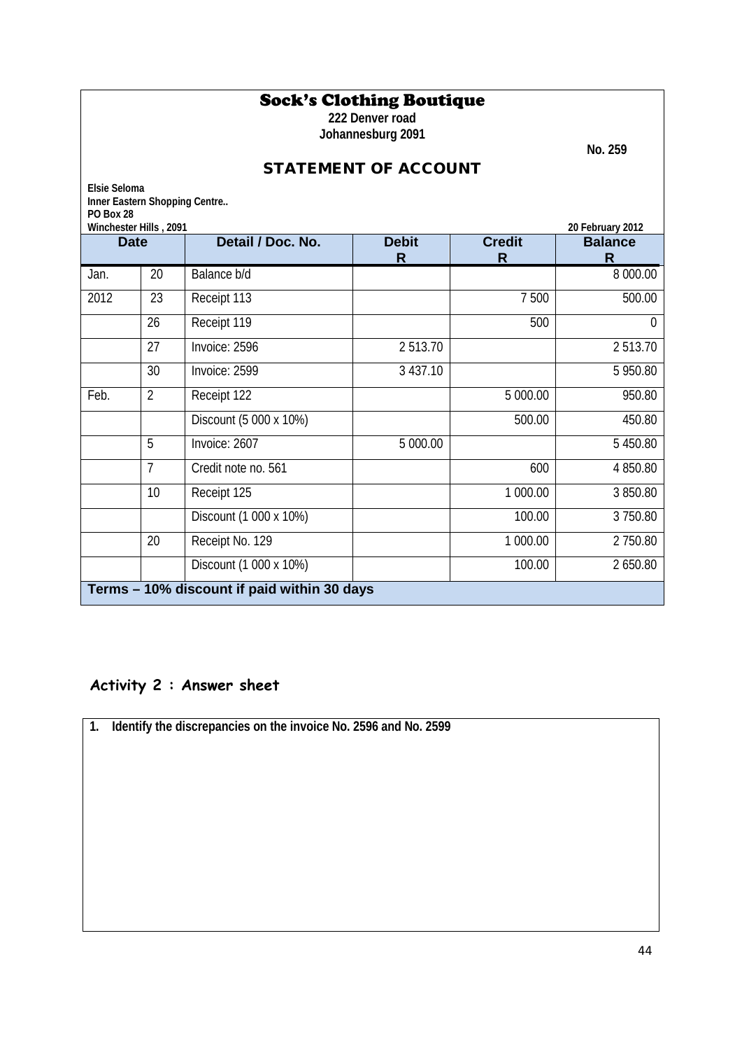# Sock's Clothing Boutique

**222 Denver road**
**Johannesburg 2091**

**No. 259**

## STATEMENT OF ACCOUNT

**Elsie Seloma**
**Inner Eastern Shopping Centre..**
**PO Box 28**
**Winchester Hills , 2091**

**20 February 2012**

| Date | | Detail / Doc. No. | Debit R | Credit R | Balance R |
|---|---|---|---|---|---|
| Jan. | 20 | Balance b/d | | | 8 000.00 |
| 2012 | 23 | Receipt 113 | | 7 500 | 500.00 |
| | 26 | Receipt 119 | | 500 | 0 |
| | 27 | Invoice: 2596 | 2 513.70 | | 2 513.70 |
| | 30 | Invoice: 2599 | 3 437.10 | | 5 950.80 |
| Feb. | 2 | Receipt 122 | | 5 000.00 | 950.80 |
| | | Discount (5 000 x 10%) | | 500.00 | 450.80 |
| | 5 | Invoice: 2607 | 5 000.00 | | 5 450.80 |
| | 7 | Credit note no. 561 | | 600 | 4 850.80 |
| | 10 | Receipt 125 | | 1 000.00 | 3 850.80 |
| | | Discount (1 000 x 10%) | | 100.00 | 3 750.80 |
| | 20 | Receipt No. 129 | | 1 000.00 | 2 750.80 |
| | | Discount (1 000 x 10%) | | 100.00 | 2 650.80 |

**Terms – 10% discount if paid within 30 days**

## Activity 2 : Answer sheet

1. **Identify the discrepancies on the invoice No. 2596 and No. 2599**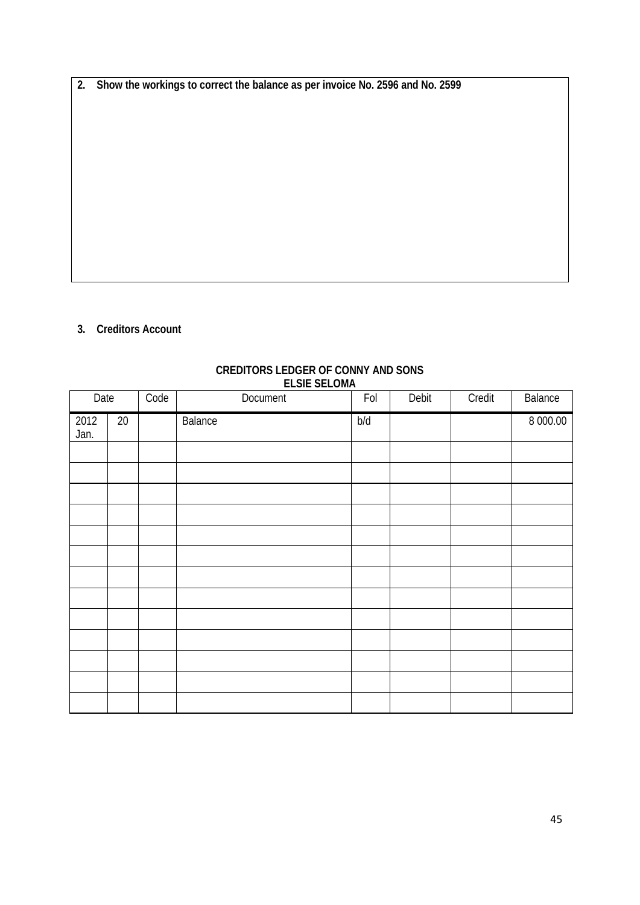**2. Show the workings to correct the balance as per invoice No. 2596 and No. 2599**

**3. Creditors Account**

**CREDITORS LEDGER OF CONNY AND SONS**
**ELSIE SELOMA**

| Date | | Code | Document | Fol | Debit | Credit | Balance |
|---|---|---|---|---|---|---|---|
| 2012 Jan. | 20 | | Balance | b/d | | | 8 000.00 |
| | | | | | | | |
| | | | | | | | |
| | | | | | | | |
| | | | | | | | |
| | | | | | | | |
| | | | | | | | |
| | | | | | | | |
| | | | | | | | |
| | | | | | | | |
| | | | | | | | |
| | | | | | | | |
| | | | | | | | |
| | | | | | | | |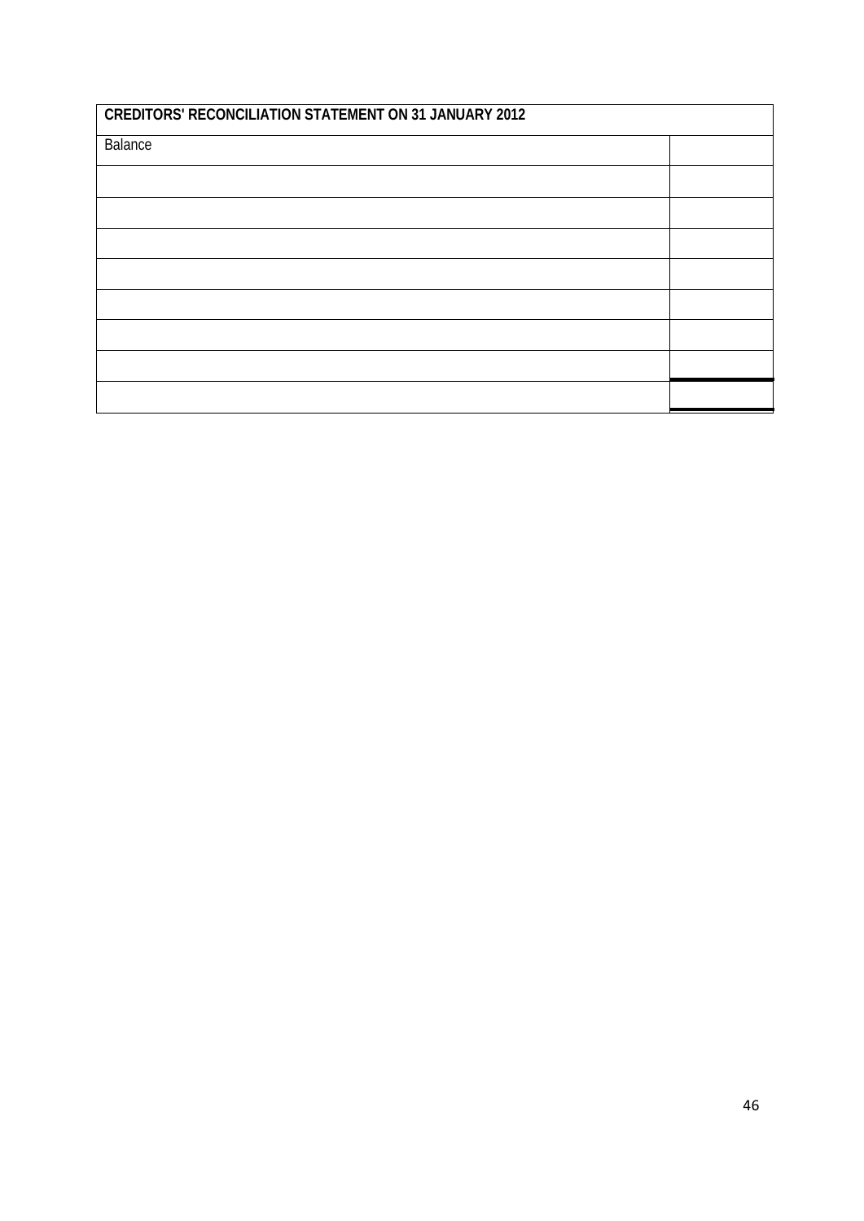| CREDITORS' RECONCILIATION STATEMENT ON 31 JANUARY 2012 | |
|---|---|
| Balance | |
| | |
| | |
| | |
| | |
| | |
| | |
| | |
| | |